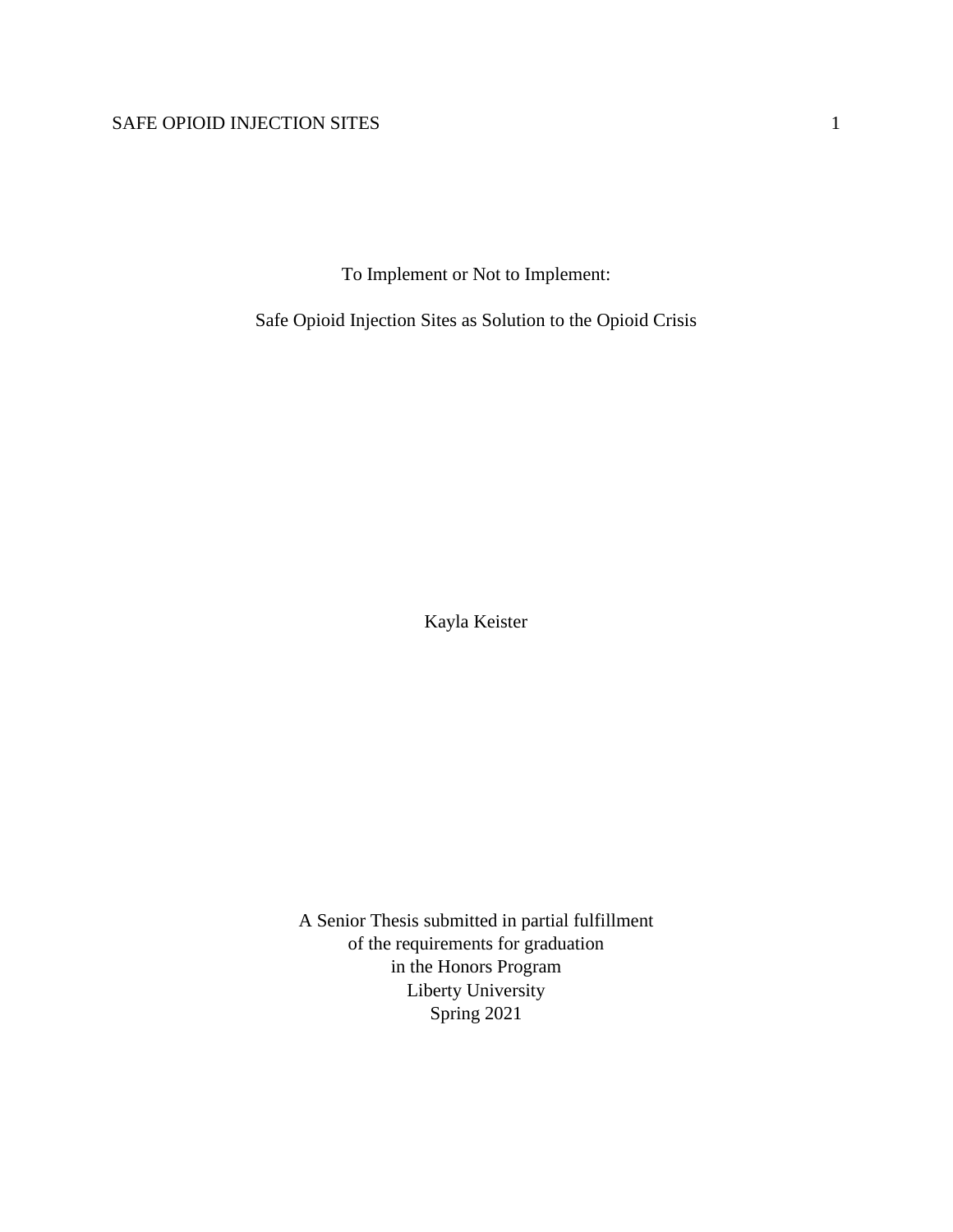# To Implement or Not to Implement:

# Safe Opioid Injection Sites as Solution to the Opioid Crisis

Kayla Keister

A Senior Thesis submitted in partial fulfillment
of the requirements for graduation
in the Honors Program
Liberty University
Spring 2021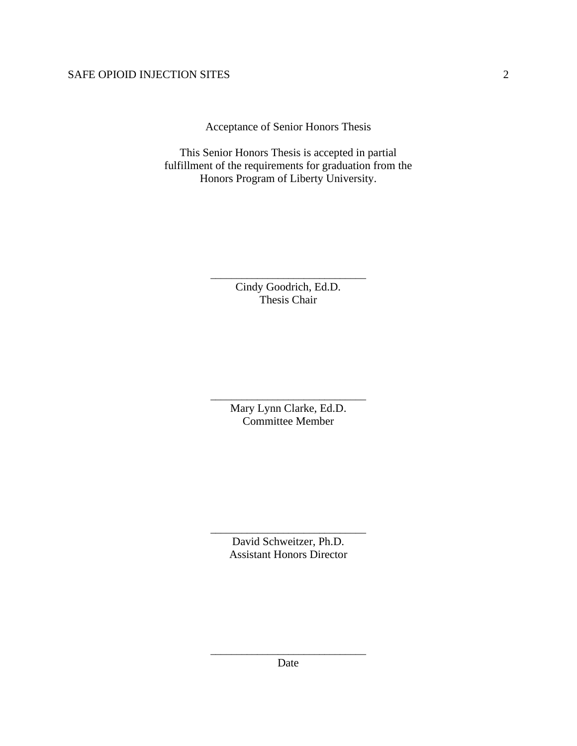Acceptance of Senior Honors Thesis

This Senior Honors Thesis is accepted in partial fulfillment of the requirements for graduation from the Honors Program of Liberty University.

\_\_\_\_\_\_\_\_\_\_\_\_\_\_\_\_\_\_\_\_\_\_\_\_\_\_\_\_\_\_
Cindy Goodrich, Ed.D.
Thesis Chair

\_\_\_\_\_\_\_\_\_\_\_\_\_\_\_\_\_\_\_\_\_\_\_\_\_\_\_\_\_\_
Mary Lynn Clarke, Ed.D.
Committee Member

\_\_\_\_\_\_\_\_\_\_\_\_\_\_\_\_\_\_\_\_\_\_\_\_\_\_\_\_\_\_
David Schweitzer, Ph.D.
Assistant Honors Director

\_\_\_\_\_\_\_\_\_\_\_\_\_\_\_\_\_\_\_\_\_\_\_\_\_\_\_\_\_\_
Date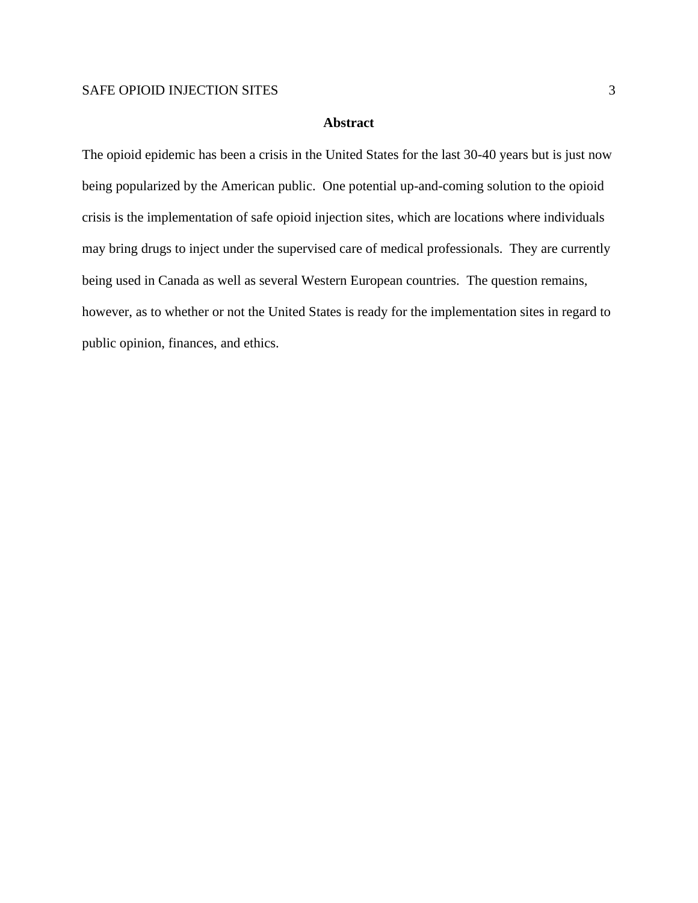## Abstract

The opioid epidemic has been a crisis in the United States for the last 30-40 years but is just now being popularized by the American public. One potential up-and-coming solution to the opioid crisis is the implementation of safe opioid injection sites, which are locations where individuals may bring drugs to inject under the supervised care of medical professionals. They are currently being used in Canada as well as several Western European countries. The question remains, however, as to whether or not the United States is ready for the implementation sites in regard to public opinion, finances, and ethics.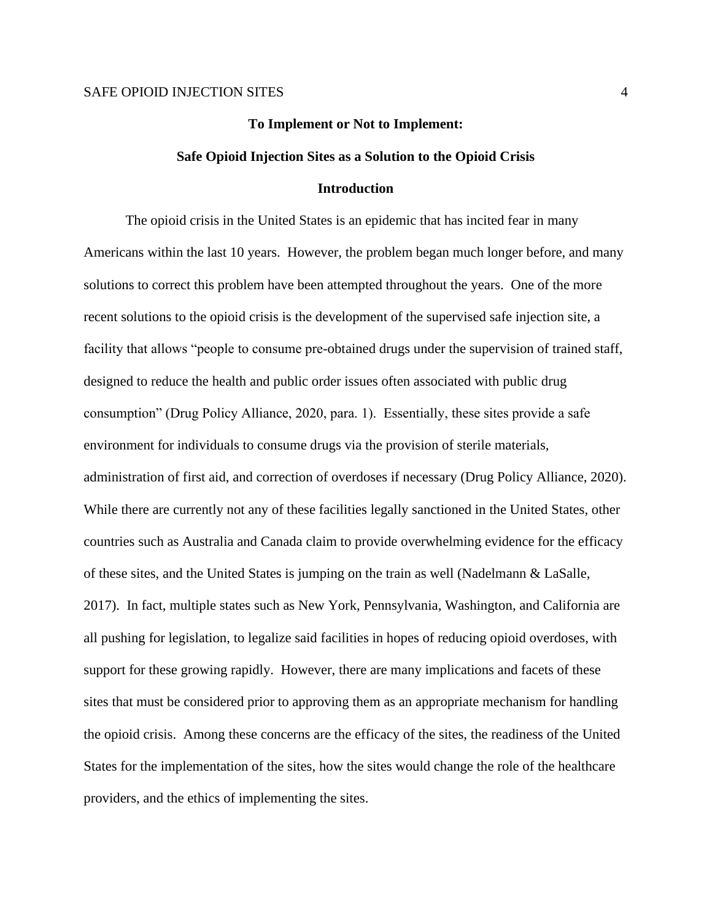# To Implement or Not to Implement:

# Safe Opioid Injection Sites as a Solution to the Opioid Crisis

## Introduction

The opioid crisis in the United States is an epidemic that has incited fear in many Americans within the last 10 years. However, the problem began much longer before, and many solutions to correct this problem have been attempted throughout the years. One of the more recent solutions to the opioid crisis is the development of the supervised safe injection site, a facility that allows "people to consume pre-obtained drugs under the supervision of trained staff, designed to reduce the health and public order issues often associated with public drug consumption" (Drug Policy Alliance, 2020, para. 1). Essentially, these sites provide a safe environment for individuals to consume drugs via the provision of sterile materials, administration of first aid, and correction of overdoses if necessary (Drug Policy Alliance, 2020). While there are currently not any of these facilities legally sanctioned in the United States, other countries such as Australia and Canada claim to provide overwhelming evidence for the efficacy of these sites, and the United States is jumping on the train as well (Nadelmann & LaSalle, 2017). In fact, multiple states such as New York, Pennsylvania, Washington, and California are all pushing for legislation, to legalize said facilities in hopes of reducing opioid overdoses, with support for these growing rapidly. However, there are many implications and facets of these sites that must be considered prior to approving them as an appropriate mechanism for handling the opioid crisis. Among these concerns are the efficacy of the sites, the readiness of the United States for the implementation of the sites, how the sites would change the role of the healthcare providers, and the ethics of implementing the sites.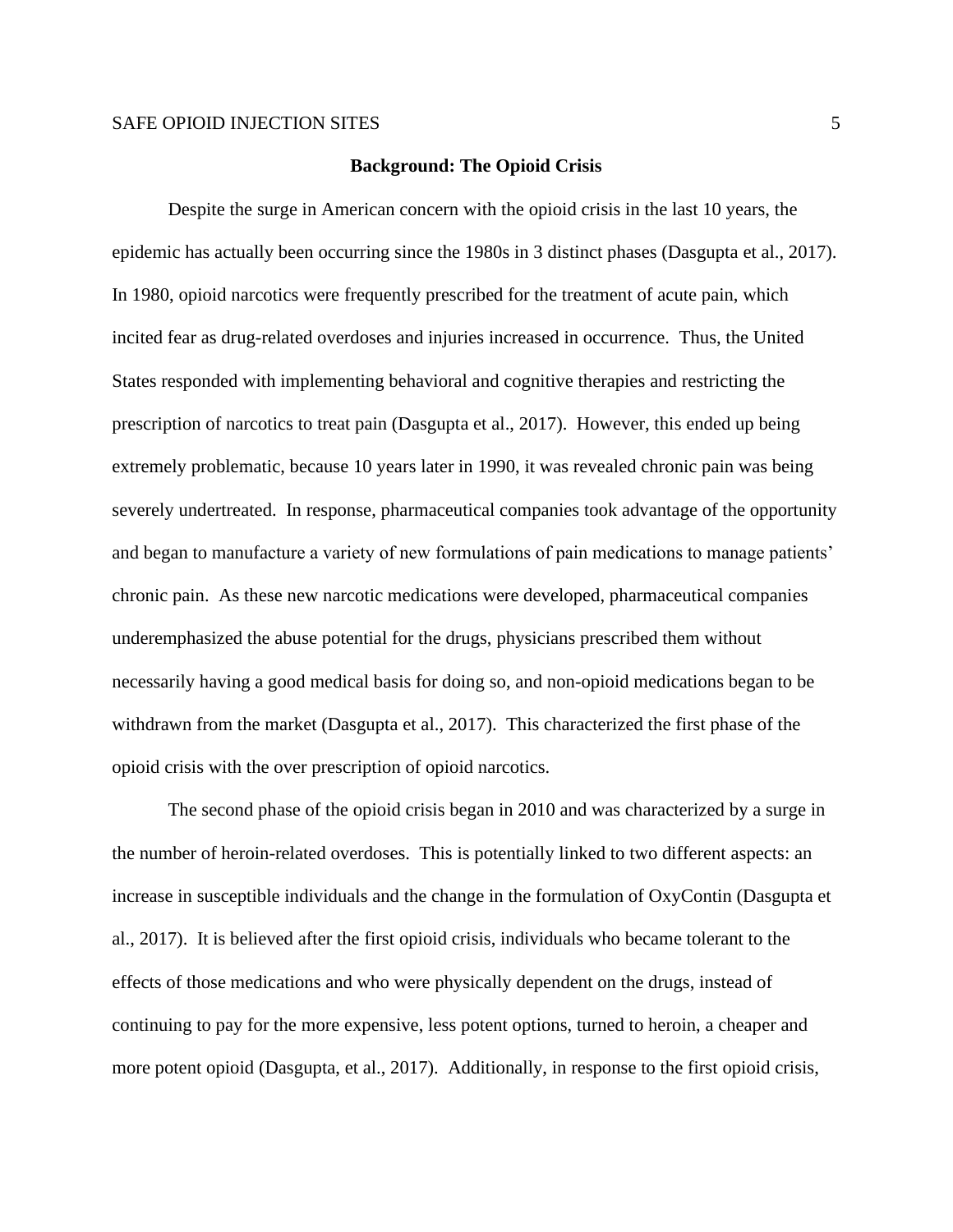## Background: The Opioid Crisis

Despite the surge in American concern with the opioid crisis in the last 10 years, the epidemic has actually been occurring since the 1980s in 3 distinct phases (Dasgupta et al., 2017). In 1980, opioid narcotics were frequently prescribed for the treatment of acute pain, which incited fear as drug-related overdoses and injuries increased in occurrence. Thus, the United States responded with implementing behavioral and cognitive therapies and restricting the prescription of narcotics to treat pain (Dasgupta et al., 2017). However, this ended up being extremely problematic, because 10 years later in 1990, it was revealed chronic pain was being severely undertreated. In response, pharmaceutical companies took advantage of the opportunity and began to manufacture a variety of new formulations of pain medications to manage patients' chronic pain. As these new narcotic medications were developed, pharmaceutical companies underemphasized the abuse potential for the drugs, physicians prescribed them without necessarily having a good medical basis for doing so, and non-opioid medications began to be withdrawn from the market (Dasgupta et al., 2017). This characterized the first phase of the opioid crisis with the over prescription of opioid narcotics.

The second phase of the opioid crisis began in 2010 and was characterized by a surge in the number of heroin-related overdoses. This is potentially linked to two different aspects: an increase in susceptible individuals and the change in the formulation of OxyContin (Dasgupta et al., 2017). It is believed after the first opioid crisis, individuals who became tolerant to the effects of those medications and who were physically dependent on the drugs, instead of continuing to pay for the more expensive, less potent options, turned to heroin, a cheaper and more potent opioid (Dasgupta, et al., 2017). Additionally, in response to the first opioid crisis,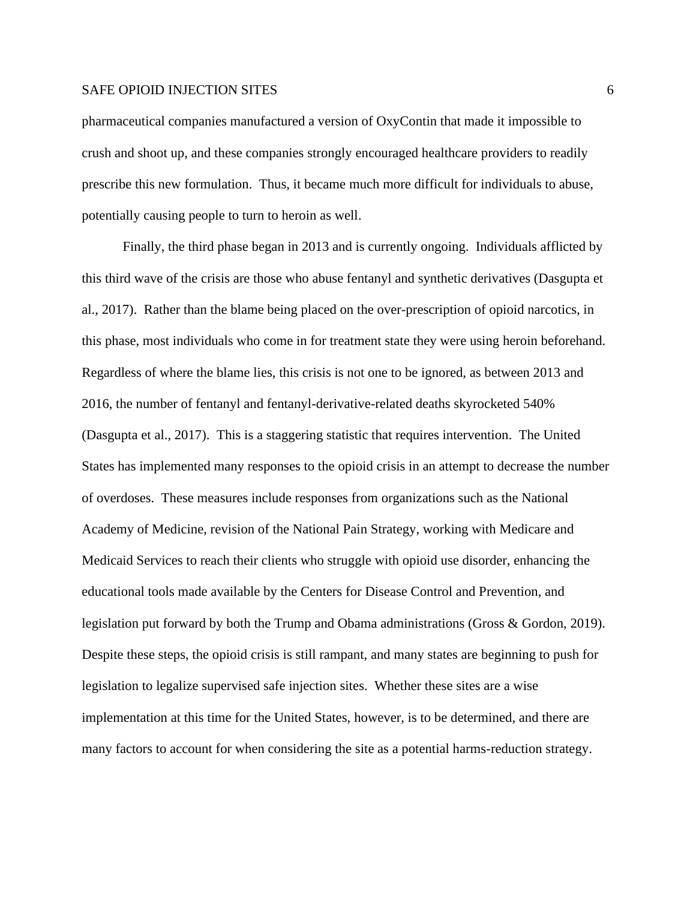pharmaceutical companies manufactured a version of OxyContin that made it impossible to crush and shoot up, and these companies strongly encouraged healthcare providers to readily prescribe this new formulation. Thus, it became much more difficult for individuals to abuse, potentially causing people to turn to heroin as well.

Finally, the third phase began in 2013 and is currently ongoing. Individuals afflicted by this third wave of the crisis are those who abuse fentanyl and synthetic derivatives (Dasgupta et al., 2017). Rather than the blame being placed on the over-prescription of opioid narcotics, in this phase, most individuals who come in for treatment state they were using heroin beforehand. Regardless of where the blame lies, this crisis is not one to be ignored, as between 2013 and 2016, the number of fentanyl and fentanyl-derivative-related deaths skyrocketed 540% (Dasgupta et al., 2017). This is a staggering statistic that requires intervention. The United States has implemented many responses to the opioid crisis in an attempt to decrease the number of overdoses. These measures include responses from organizations such as the National Academy of Medicine, revision of the National Pain Strategy, working with Medicare and Medicaid Services to reach their clients who struggle with opioid use disorder, enhancing the educational tools made available by the Centers for Disease Control and Prevention, and legislation put forward by both the Trump and Obama administrations (Gross & Gordon, 2019). Despite these steps, the opioid crisis is still rampant, and many states are beginning to push for legislation to legalize supervised safe injection sites. Whether these sites are a wise implementation at this time for the United States, however, is to be determined, and there are many factors to account for when considering the site as a potential harms-reduction strategy.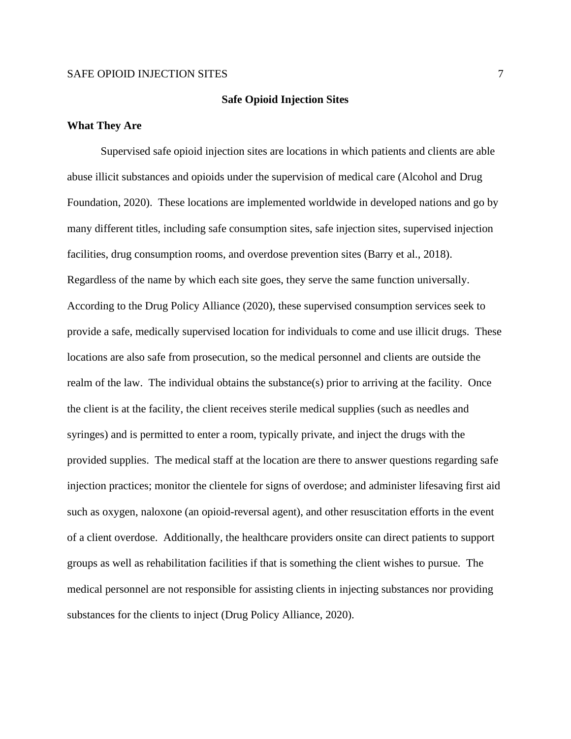# Safe Opioid Injection Sites

## What They Are

Supervised safe opioid injection sites are locations in which patients and clients are able abuse illicit substances and opioids under the supervision of medical care (Alcohol and Drug Foundation, 2020). These locations are implemented worldwide in developed nations and go by many different titles, including safe consumption sites, safe injection sites, supervised injection facilities, drug consumption rooms, and overdose prevention sites (Barry et al., 2018). Regardless of the name by which each site goes, they serve the same function universally. According to the Drug Policy Alliance (2020), these supervised consumption services seek to provide a safe, medically supervised location for individuals to come and use illicit drugs. These locations are also safe from prosecution, so the medical personnel and clients are outside the realm of the law. The individual obtains the substance(s) prior to arriving at the facility. Once the client is at the facility, the client receives sterile medical supplies (such as needles and syringes) and is permitted to enter a room, typically private, and inject the drugs with the provided supplies. The medical staff at the location are there to answer questions regarding safe injection practices; monitor the clientele for signs of overdose; and administer lifesaving first aid such as oxygen, naloxone (an opioid-reversal agent), and other resuscitation efforts in the event of a client overdose. Additionally, the healthcare providers onsite can direct patients to support groups as well as rehabilitation facilities if that is something the client wishes to pursue. The medical personnel are not responsible for assisting clients in injecting substances nor providing substances for the clients to inject (Drug Policy Alliance, 2020).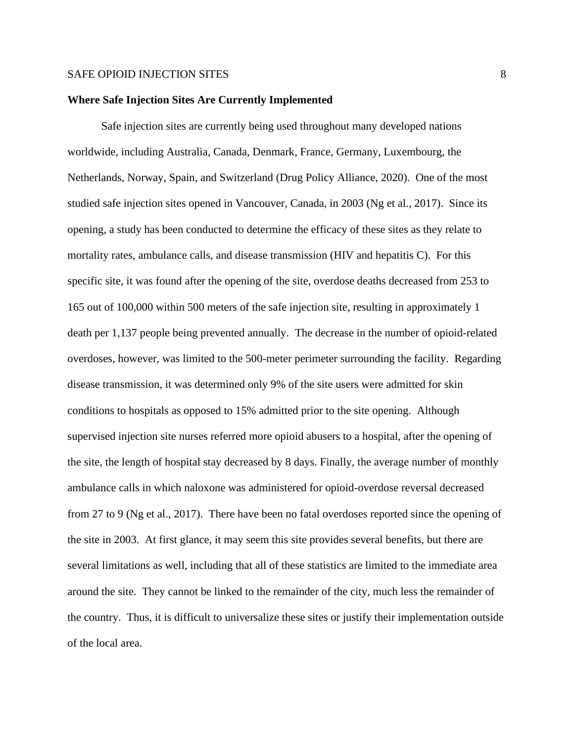**Where Safe Injection Sites Are Currently Implemented**

Safe injection sites are currently being used throughout many developed nations worldwide, including Australia, Canada, Denmark, France, Germany, Luxembourg, the Netherlands, Norway, Spain, and Switzerland (Drug Policy Alliance, 2020). One of the most studied safe injection sites opened in Vancouver, Canada, in 2003 (Ng et al., 2017). Since its opening, a study has been conducted to determine the efficacy of these sites as they relate to mortality rates, ambulance calls, and disease transmission (HIV and hepatitis C). For this specific site, it was found after the opening of the site, overdose deaths decreased from 253 to 165 out of 100,000 within 500 meters of the safe injection site, resulting in approximately 1 death per 1,137 people being prevented annually. The decrease in the number of opioid-related overdoses, however, was limited to the 500-meter perimeter surrounding the facility. Regarding disease transmission, it was determined only 9% of the site users were admitted for skin conditions to hospitals as opposed to 15% admitted prior to the site opening. Although supervised injection site nurses referred more opioid abusers to a hospital, after the opening of the site, the length of hospital stay decreased by 8 days. Finally, the average number of monthly ambulance calls in which naloxone was administered for opioid-overdose reversal decreased from 27 to 9 (Ng et al., 2017). There have been no fatal overdoses reported since the opening of the site in 2003. At first glance, it may seem this site provides several benefits, but there are several limitations as well, including that all of these statistics are limited to the immediate area around the site. They cannot be linked to the remainder of the city, much less the remainder of the country. Thus, it is difficult to universalize these sites or justify their implementation outside of the local area.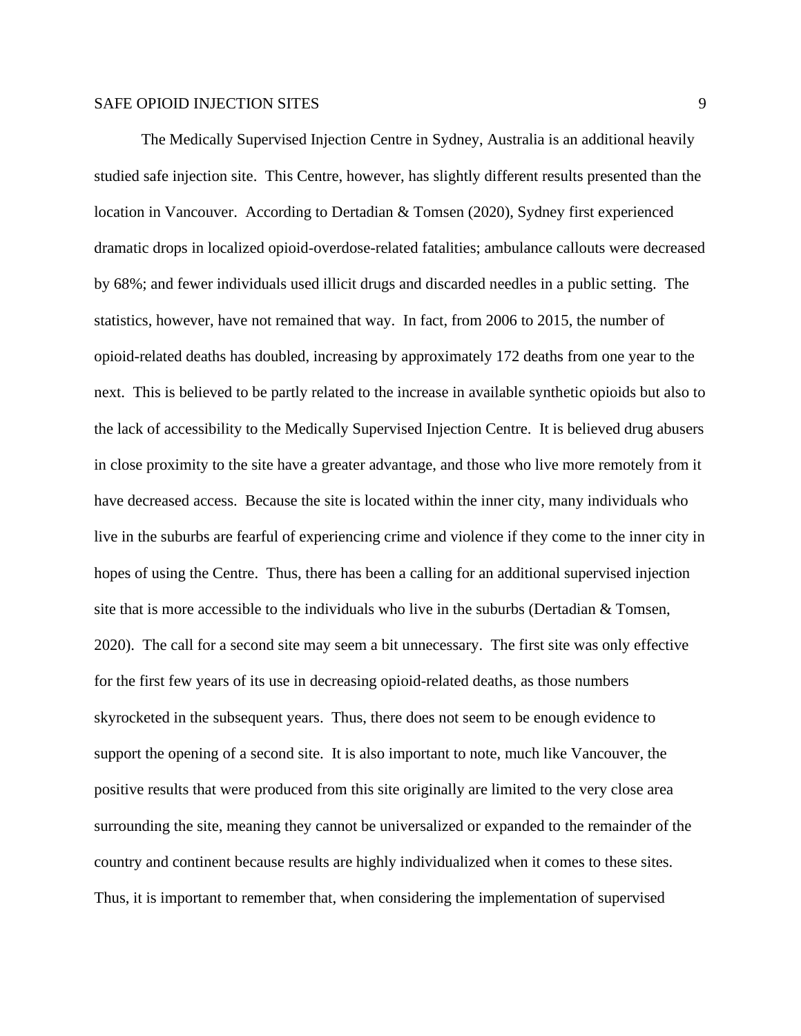The Medically Supervised Injection Centre in Sydney, Australia is an additional heavily studied safe injection site. This Centre, however, has slightly different results presented than the location in Vancouver. According to Dertadian & Tomsen (2020), Sydney first experienced dramatic drops in localized opioid-overdose-related fatalities; ambulance callouts were decreased by 68%; and fewer individuals used illicit drugs and discarded needles in a public setting. The statistics, however, have not remained that way. In fact, from 2006 to 2015, the number of opioid-related deaths has doubled, increasing by approximately 172 deaths from one year to the next. This is believed to be partly related to the increase in available synthetic opioids but also to the lack of accessibility to the Medically Supervised Injection Centre. It is believed drug abusers in close proximity to the site have a greater advantage, and those who live more remotely from it have decreased access. Because the site is located within the inner city, many individuals who live in the suburbs are fearful of experiencing crime and violence if they come to the inner city in hopes of using the Centre. Thus, there has been a calling for an additional supervised injection site that is more accessible to the individuals who live in the suburbs (Dertadian & Tomsen, 2020). The call for a second site may seem a bit unnecessary. The first site was only effective for the first few years of its use in decreasing opioid-related deaths, as those numbers skyrocketed in the subsequent years. Thus, there does not seem to be enough evidence to support the opening of a second site. It is also important to note, much like Vancouver, the positive results that were produced from this site originally are limited to the very close area surrounding the site, meaning they cannot be universalized or expanded to the remainder of the country and continent because results are highly individualized when it comes to these sites. Thus, it is important to remember that, when considering the implementation of supervised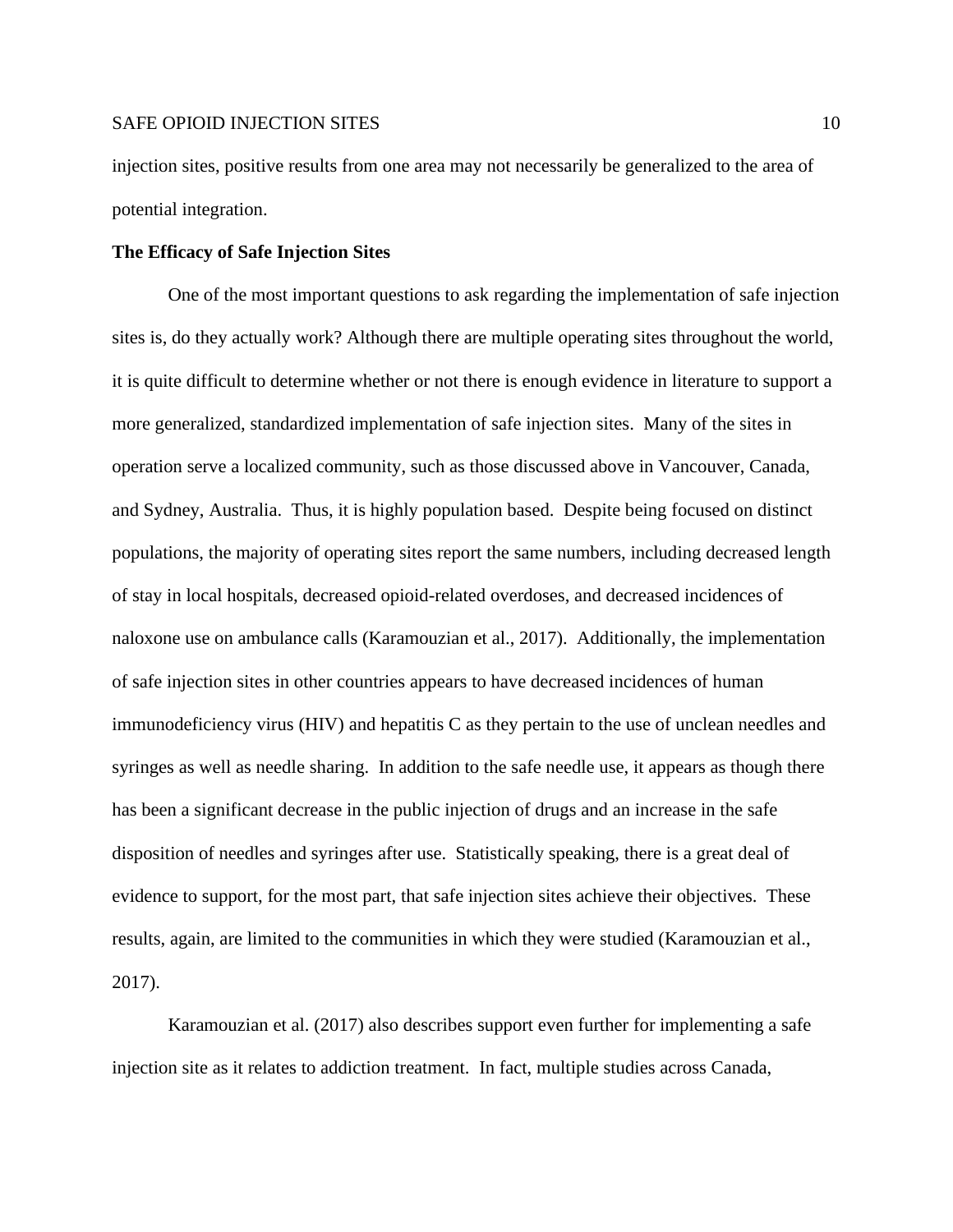injection sites, positive results from one area may not necessarily be generalized to the area of potential integration.

**The Efficacy of Safe Injection Sites**

One of the most important questions to ask regarding the implementation of safe injection sites is, do they actually work? Although there are multiple operating sites throughout the world, it is quite difficult to determine whether or not there is enough evidence in literature to support a more generalized, standardized implementation of safe injection sites. Many of the sites in operation serve a localized community, such as those discussed above in Vancouver, Canada, and Sydney, Australia. Thus, it is highly population based. Despite being focused on distinct populations, the majority of operating sites report the same numbers, including decreased length of stay in local hospitals, decreased opioid-related overdoses, and decreased incidences of naloxone use on ambulance calls (Karamouzian et al., 2017). Additionally, the implementation of safe injection sites in other countries appears to have decreased incidences of human immunodeficiency virus (HIV) and hepatitis C as they pertain to the use of unclean needles and syringes as well as needle sharing. In addition to the safe needle use, it appears as though there has been a significant decrease in the public injection of drugs and an increase in the safe disposition of needles and syringes after use. Statistically speaking, there is a great deal of evidence to support, for the most part, that safe injection sites achieve their objectives. These results, again, are limited to the communities in which they were studied (Karamouzian et al., 2017).

Karamouzian et al. (2017) also describes support even further for implementing a safe injection site as it relates to addiction treatment. In fact, multiple studies across Canada,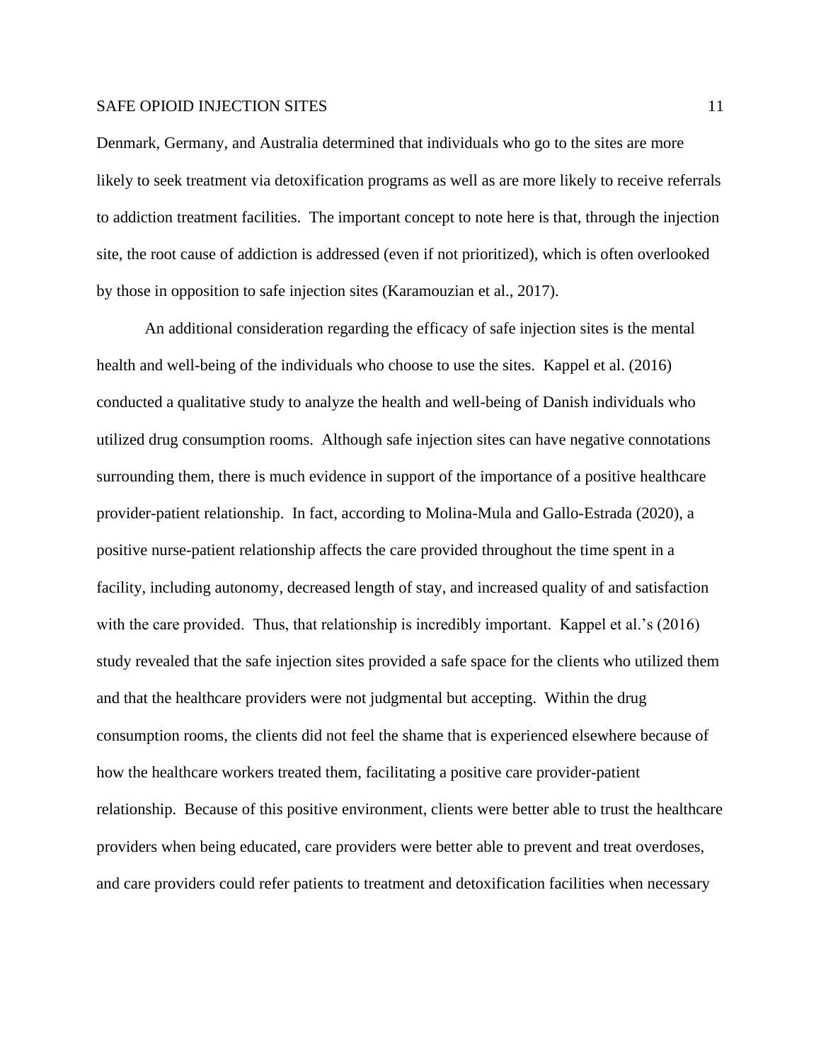Denmark, Germany, and Australia determined that individuals who go to the sites are more likely to seek treatment via detoxification programs as well as are more likely to receive referrals to addiction treatment facilities. The important concept to note here is that, through the injection site, the root cause of addiction is addressed (even if not prioritized), which is often overlooked by those in opposition to safe injection sites (Karamouzian et al., 2017).

An additional consideration regarding the efficacy of safe injection sites is the mental health and well-being of the individuals who choose to use the sites. Kappel et al. (2016) conducted a qualitative study to analyze the health and well-being of Danish individuals who utilized drug consumption rooms. Although safe injection sites can have negative connotations surrounding them, there is much evidence in support of the importance of a positive healthcare provider-patient relationship. In fact, according to Molina-Mula and Gallo-Estrada (2020), a positive nurse-patient relationship affects the care provided throughout the time spent in a facility, including autonomy, decreased length of stay, and increased quality of and satisfaction with the care provided. Thus, that relationship is incredibly important. Kappel et al.'s (2016) study revealed that the safe injection sites provided a safe space for the clients who utilized them and that the healthcare providers were not judgmental but accepting. Within the drug consumption rooms, the clients did not feel the shame that is experienced elsewhere because of how the healthcare workers treated them, facilitating a positive care provider-patient relationship. Because of this positive environment, clients were better able to trust the healthcare providers when being educated, care providers were better able to prevent and treat overdoses, and care providers could refer patients to treatment and detoxification facilities when necessary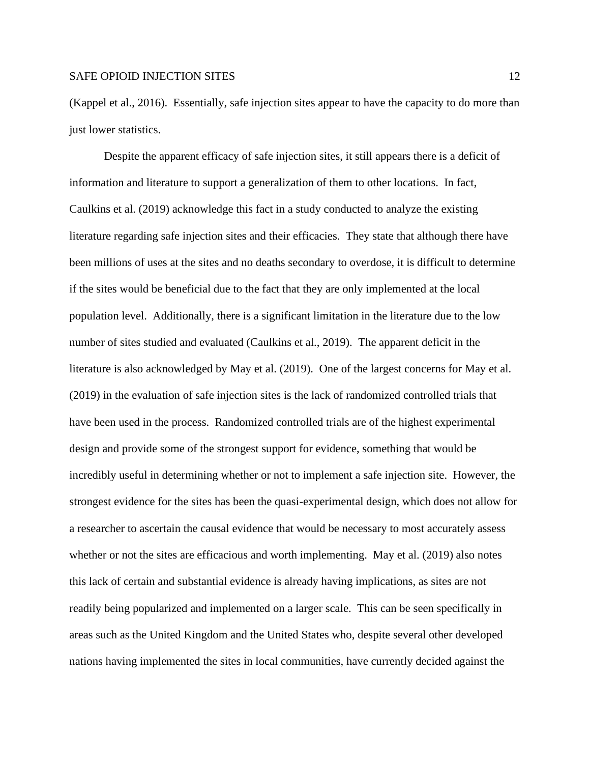(Kappel et al., 2016). Essentially, safe injection sites appear to have the capacity to do more than just lower statistics.

Despite the apparent efficacy of safe injection sites, it still appears there is a deficit of information and literature to support a generalization of them to other locations. In fact, Caulkins et al. (2019) acknowledge this fact in a study conducted to analyze the existing literature regarding safe injection sites and their efficacies. They state that although there have been millions of uses at the sites and no deaths secondary to overdose, it is difficult to determine if the sites would be beneficial due to the fact that they are only implemented at the local population level. Additionally, there is a significant limitation in the literature due to the low number of sites studied and evaluated (Caulkins et al., 2019). The apparent deficit in the literature is also acknowledged by May et al. (2019). One of the largest concerns for May et al. (2019) in the evaluation of safe injection sites is the lack of randomized controlled trials that have been used in the process. Randomized controlled trials are of the highest experimental design and provide some of the strongest support for evidence, something that would be incredibly useful in determining whether or not to implement a safe injection site. However, the strongest evidence for the sites has been the quasi-experimental design, which does not allow for a researcher to ascertain the causal evidence that would be necessary to most accurately assess whether or not the sites are efficacious and worth implementing. May et al. (2019) also notes this lack of certain and substantial evidence is already having implications, as sites are not readily being popularized and implemented on a larger scale. This can be seen specifically in areas such as the United Kingdom and the United States who, despite several other developed nations having implemented the sites in local communities, have currently decided against the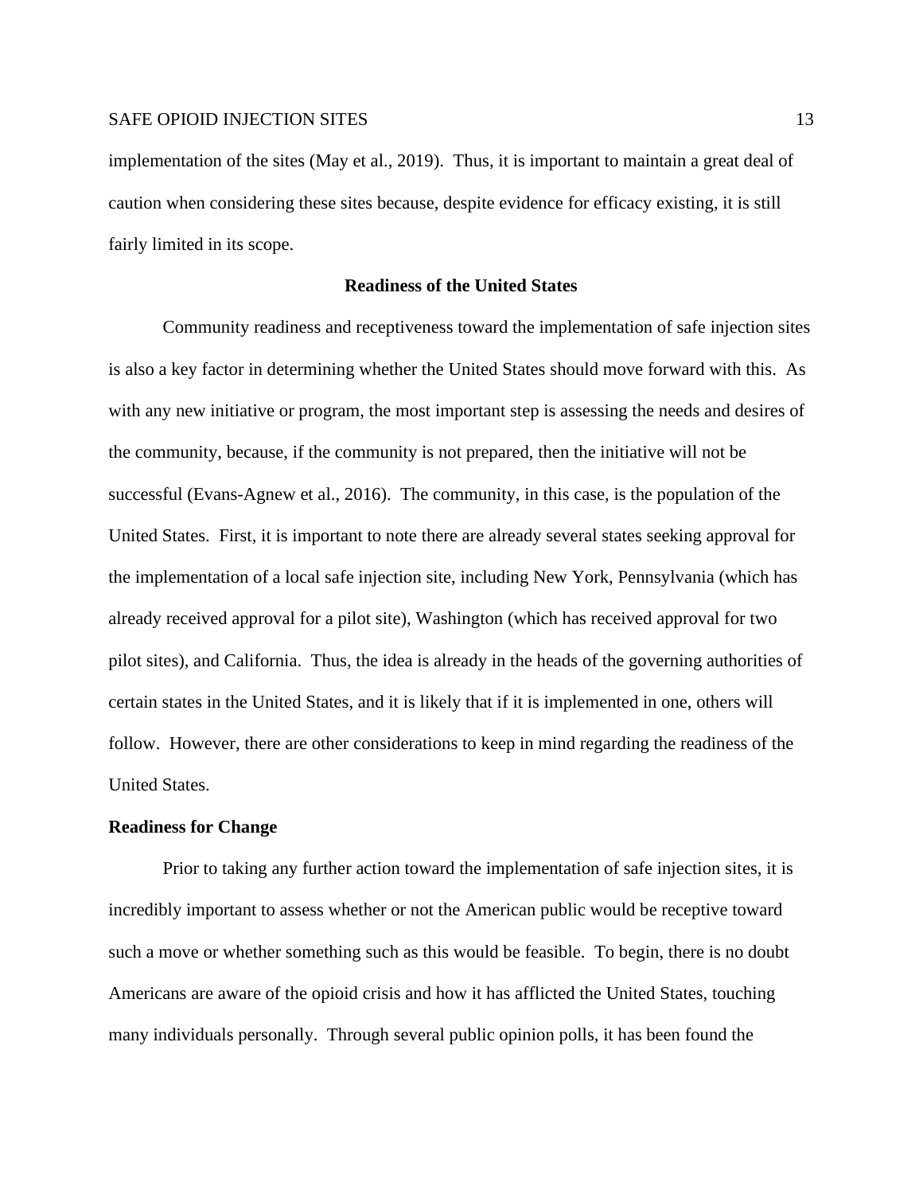implementation of the sites (May et al., 2019). Thus, it is important to maintain a great deal of caution when considering these sites because, despite evidence for efficacy existing, it is still fairly limited in its scope.

## Readiness of the United States

Community readiness and receptiveness toward the implementation of safe injection sites is also a key factor in determining whether the United States should move forward with this. As with any new initiative or program, the most important step is assessing the needs and desires of the community, because, if the community is not prepared, then the initiative will not be successful (Evans-Agnew et al., 2016). The community, in this case, is the population of the United States. First, it is important to note there are already several states seeking approval for the implementation of a local safe injection site, including New York, Pennsylvania (which has already received approval for a pilot site), Washington (which has received approval for two pilot sites), and California. Thus, the idea is already in the heads of the governing authorities of certain states in the United States, and it is likely that if it is implemented in one, others will follow. However, there are other considerations to keep in mind regarding the readiness of the United States.

### Readiness for Change

Prior to taking any further action toward the implementation of safe injection sites, it is incredibly important to assess whether or not the American public would be receptive toward such a move or whether something such as this would be feasible. To begin, there is no doubt Americans are aware of the opioid crisis and how it has afflicted the United States, touching many individuals personally. Through several public opinion polls, it has been found the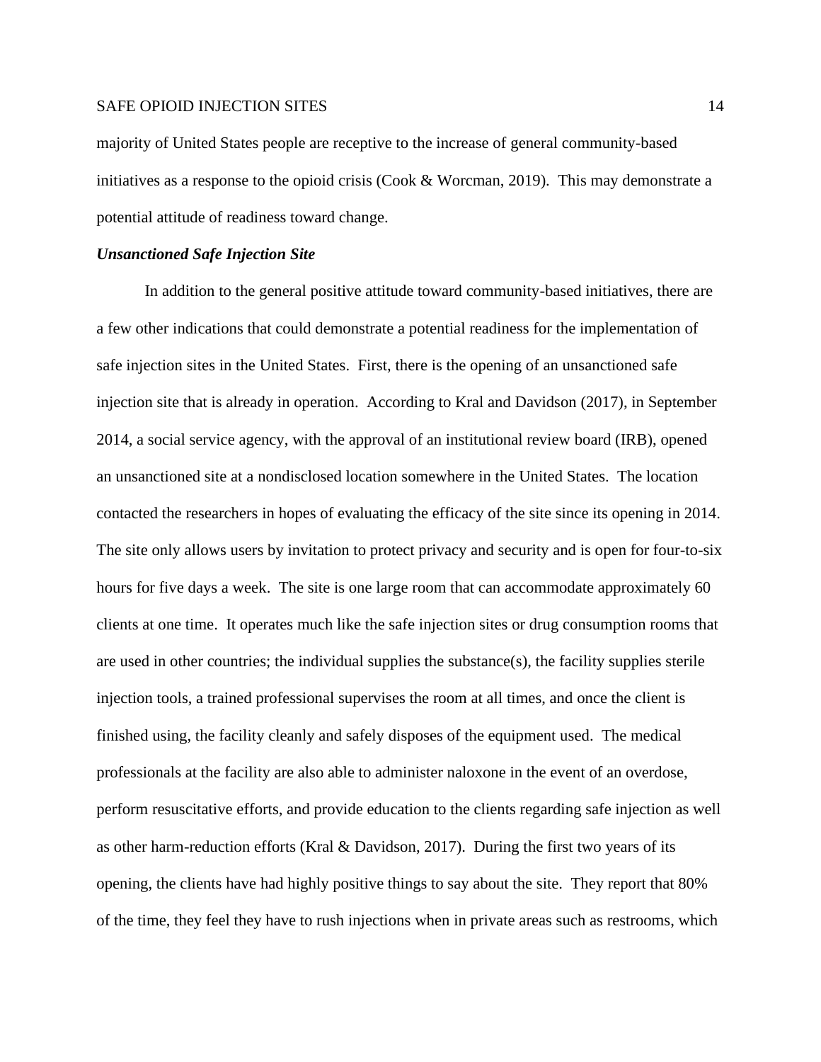majority of United States people are receptive to the increase of general community-based initiatives as a response to the opioid crisis (Cook & Worcman, 2019). This may demonstrate a potential attitude of readiness toward change.

### ***Unsanctioned Safe Injection Site***

In addition to the general positive attitude toward community-based initiatives, there are a few other indications that could demonstrate a potential readiness for the implementation of safe injection sites in the United States. First, there is the opening of an unsanctioned safe injection site that is already in operation. According to Kral and Davidson (2017), in September 2014, a social service agency, with the approval of an institutional review board (IRB), opened an unsanctioned site at a nondisclosed location somewhere in the United States. The location contacted the researchers in hopes of evaluating the efficacy of the site since its opening in 2014. The site only allows users by invitation to protect privacy and security and is open for four-to-six hours for five days a week. The site is one large room that can accommodate approximately 60 clients at one time. It operates much like the safe injection sites or drug consumption rooms that are used in other countries; the individual supplies the substance(s), the facility supplies sterile injection tools, a trained professional supervises the room at all times, and once the client is finished using, the facility cleanly and safely disposes of the equipment used. The medical professionals at the facility are also able to administer naloxone in the event of an overdose, perform resuscitative efforts, and provide education to the clients regarding safe injection as well as other harm-reduction efforts (Kral & Davidson, 2017). During the first two years of its opening, the clients have had highly positive things to say about the site. They report that 80% of the time, they feel they have to rush injections when in private areas such as restrooms, which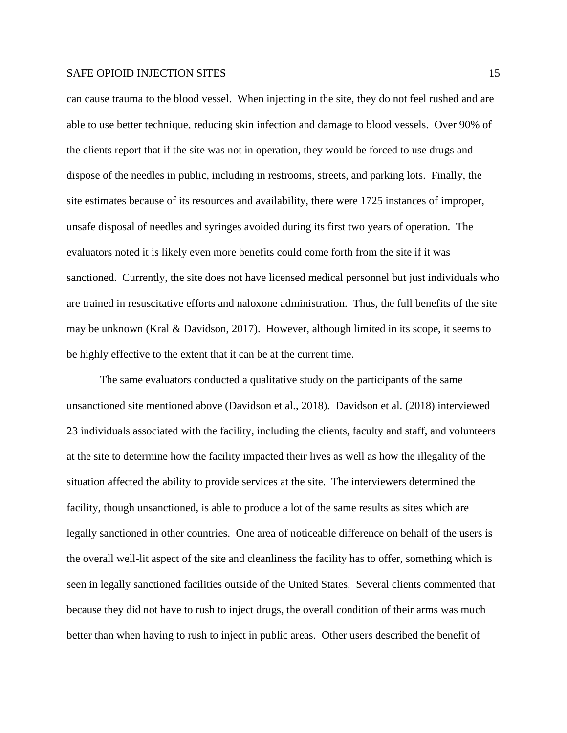can cause trauma to the blood vessel. When injecting in the site, they do not feel rushed and are able to use better technique, reducing skin infection and damage to blood vessels. Over 90% of the clients report that if the site was not in operation, they would be forced to use drugs and dispose of the needles in public, including in restrooms, streets, and parking lots. Finally, the site estimates because of its resources and availability, there were 1725 instances of improper, unsafe disposal of needles and syringes avoided during its first two years of operation. The evaluators noted it is likely even more benefits could come forth from the site if it was sanctioned. Currently, the site does not have licensed medical personnel but just individuals who are trained in resuscitative efforts and naloxone administration. Thus, the full benefits of the site may be unknown (Kral & Davidson, 2017). However, although limited in its scope, it seems to be highly effective to the extent that it can be at the current time.

The same evaluators conducted a qualitative study on the participants of the same unsanctioned site mentioned above (Davidson et al., 2018). Davidson et al. (2018) interviewed 23 individuals associated with the facility, including the clients, faculty and staff, and volunteers at the site to determine how the facility impacted their lives as well as how the illegality of the situation affected the ability to provide services at the site. The interviewers determined the facility, though unsanctioned, is able to produce a lot of the same results as sites which are legally sanctioned in other countries. One area of noticeable difference on behalf of the users is the overall well-lit aspect of the site and cleanliness the facility has to offer, something which is seen in legally sanctioned facilities outside of the United States. Several clients commented that because they did not have to rush to inject drugs, the overall condition of their arms was much better than when having to rush to inject in public areas. Other users described the benefit of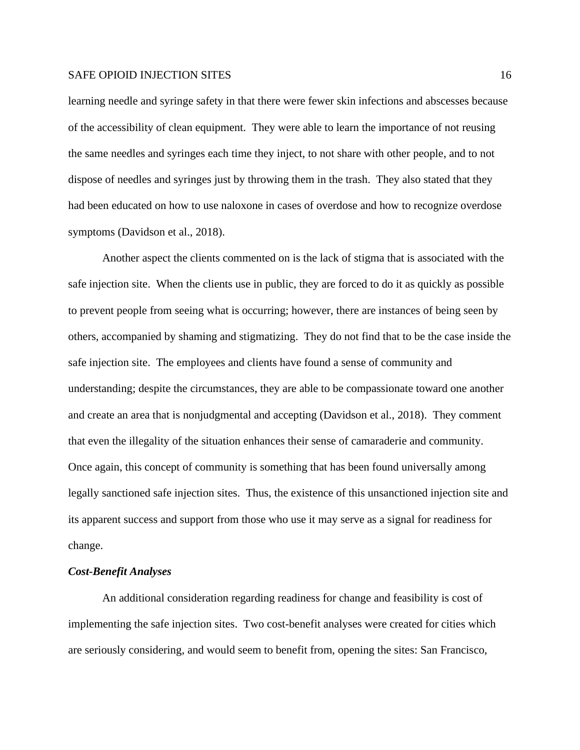learning needle and syringe safety in that there were fewer skin infections and abscesses because of the accessibility of clean equipment. They were able to learn the importance of not reusing the same needles and syringes each time they inject, to not share with other people, and to not dispose of needles and syringes just by throwing them in the trash. They also stated that they had been educated on how to use naloxone in cases of overdose and how to recognize overdose symptoms (Davidson et al., 2018).

Another aspect the clients commented on is the lack of stigma that is associated with the safe injection site. When the clients use in public, they are forced to do it as quickly as possible to prevent people from seeing what is occurring; however, there are instances of being seen by others, accompanied by shaming and stigmatizing. They do not find that to be the case inside the safe injection site. The employees and clients have found a sense of community and understanding; despite the circumstances, they are able to be compassionate toward one another and create an area that is nonjudgmental and accepting (Davidson et al., 2018). They comment that even the illegality of the situation enhances their sense of camaraderie and community. Once again, this concept of community is something that has been found universally among legally sanctioned safe injection sites. Thus, the existence of this unsanctioned injection site and its apparent success and support from those who use it may serve as a signal for readiness for change.

### ***Cost-Benefit Analyses***

An additional consideration regarding readiness for change and feasibility is cost of implementing the safe injection sites. Two cost-benefit analyses were created for cities which are seriously considering, and would seem to benefit from, opening the sites: San Francisco,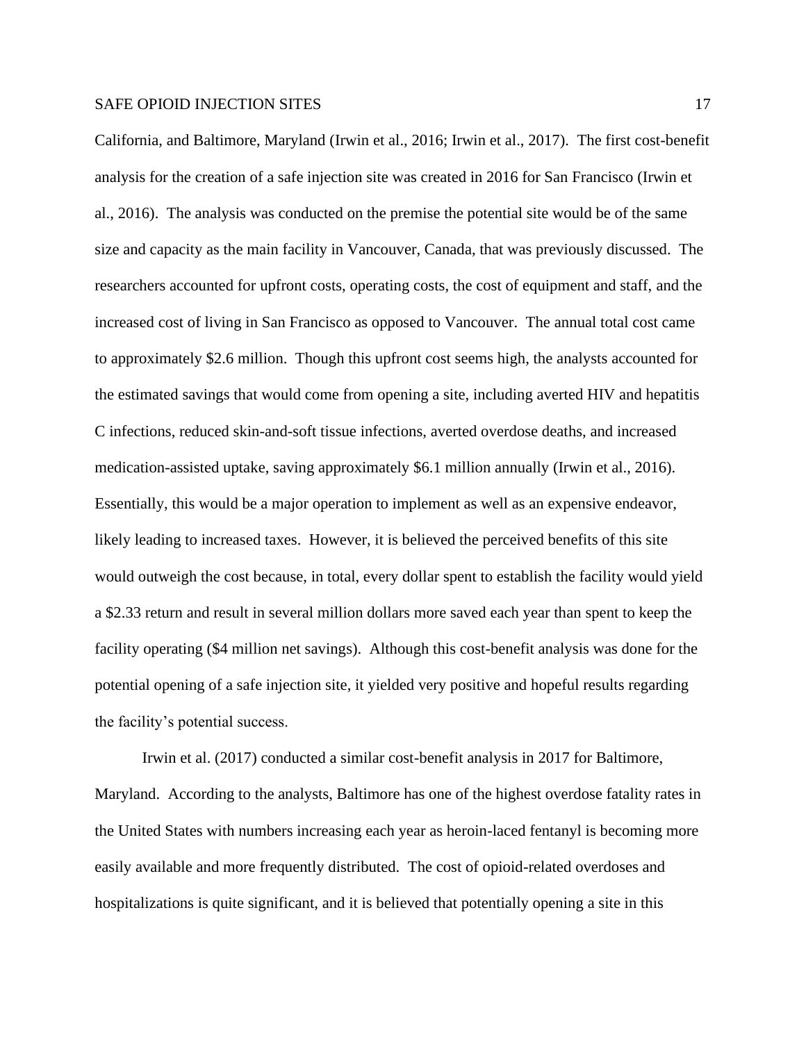California, and Baltimore, Maryland (Irwin et al., 2016; Irwin et al., 2017). The first cost-benefit analysis for the creation of a safe injection site was created in 2016 for San Francisco (Irwin et al., 2016). The analysis was conducted on the premise the potential site would be of the same size and capacity as the main facility in Vancouver, Canada, that was previously discussed. The researchers accounted for upfront costs, operating costs, the cost of equipment and staff, and the increased cost of living in San Francisco as opposed to Vancouver. The annual total cost came to approximately $2.6 million. Though this upfront cost seems high, the analysts accounted for the estimated savings that would come from opening a site, including averted HIV and hepatitis C infections, reduced skin-and-soft tissue infections, averted overdose deaths, and increased medication-assisted uptake, saving approximately $6.1 million annually (Irwin et al., 2016). Essentially, this would be a major operation to implement as well as an expensive endeavor, likely leading to increased taxes. However, it is believed the perceived benefits of this site would outweigh the cost because, in total, every dollar spent to establish the facility would yield a $2.33 return and result in several million dollars more saved each year than spent to keep the facility operating ($4 million net savings). Although this cost-benefit analysis was done for the potential opening of a safe injection site, it yielded very positive and hopeful results regarding the facility's potential success.

Irwin et al. (2017) conducted a similar cost-benefit analysis in 2017 for Baltimore, Maryland. According to the analysts, Baltimore has one of the highest overdose fatality rates in the United States with numbers increasing each year as heroin-laced fentanyl is becoming more easily available and more frequently distributed. The cost of opioid-related overdoses and hospitalizations is quite significant, and it is believed that potentially opening a site in this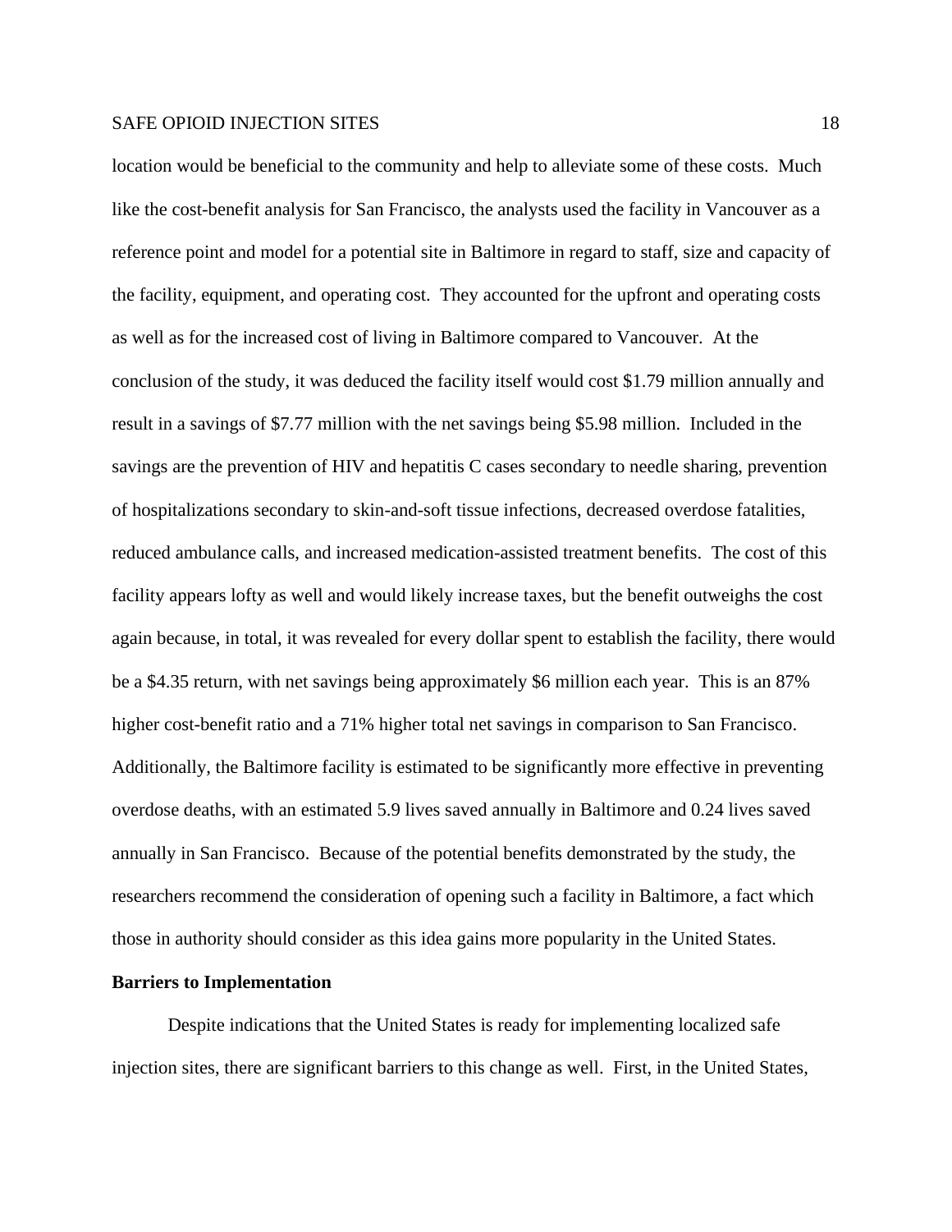location would be beneficial to the community and help to alleviate some of these costs. Much like the cost-benefit analysis for San Francisco, the analysts used the facility in Vancouver as a reference point and model for a potential site in Baltimore in regard to staff, size and capacity of the facility, equipment, and operating cost. They accounted for the upfront and operating costs as well as for the increased cost of living in Baltimore compared to Vancouver. At the conclusion of the study, it was deduced the facility itself would cost $1.79 million annually and result in a savings of $7.77 million with the net savings being $5.98 million. Included in the savings are the prevention of HIV and hepatitis C cases secondary to needle sharing, prevention of hospitalizations secondary to skin-and-soft tissue infections, decreased overdose fatalities, reduced ambulance calls, and increased medication-assisted treatment benefits. The cost of this facility appears lofty as well and would likely increase taxes, but the benefit outweighs the cost again because, in total, it was revealed for every dollar spent to establish the facility, there would be a $4.35 return, with net savings being approximately $6 million each year. This is an 87% higher cost-benefit ratio and a 71% higher total net savings in comparison to San Francisco. Additionally, the Baltimore facility is estimated to be significantly more effective in preventing overdose deaths, with an estimated 5.9 lives saved annually in Baltimore and 0.24 lives saved annually in San Francisco. Because of the potential benefits demonstrated by the study, the researchers recommend the consideration of opening such a facility in Baltimore, a fact which those in authority should consider as this idea gains more popularity in the United States.

## Barriers to Implementation

Despite indications that the United States is ready for implementing localized safe injection sites, there are significant barriers to this change as well. First, in the United States,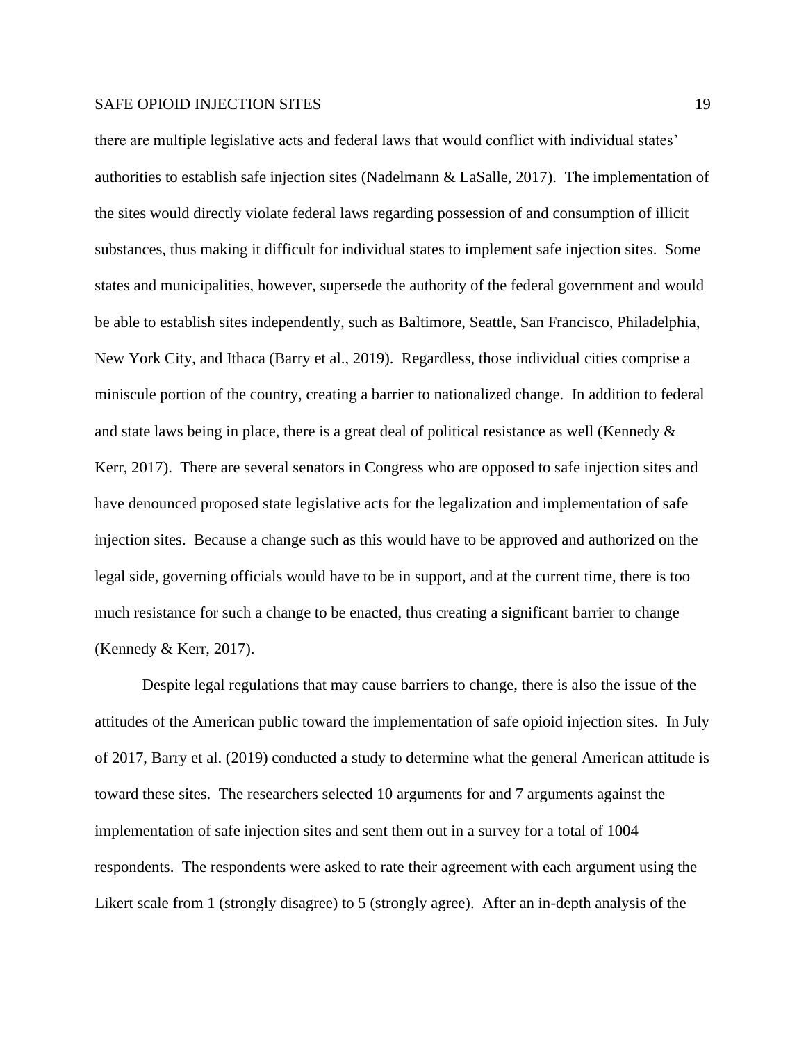there are multiple legislative acts and federal laws that would conflict with individual states' authorities to establish safe injection sites (Nadelmann & LaSalle, 2017). The implementation of the sites would directly violate federal laws regarding possession of and consumption of illicit substances, thus making it difficult for individual states to implement safe injection sites. Some states and municipalities, however, supersede the authority of the federal government and would be able to establish sites independently, such as Baltimore, Seattle, San Francisco, Philadelphia, New York City, and Ithaca (Barry et al., 2019). Regardless, those individual cities comprise a miniscule portion of the country, creating a barrier to nationalized change. In addition to federal and state laws being in place, there is a great deal of political resistance as well (Kennedy & Kerr, 2017). There are several senators in Congress who are opposed to safe injection sites and have denounced proposed state legislative acts for the legalization and implementation of safe injection sites. Because a change such as this would have to be approved and authorized on the legal side, governing officials would have to be in support, and at the current time, there is too much resistance for such a change to be enacted, thus creating a significant barrier to change (Kennedy & Kerr, 2017).

Despite legal regulations that may cause barriers to change, there is also the issue of the attitudes of the American public toward the implementation of safe opioid injection sites. In July of 2017, Barry et al. (2019) conducted a study to determine what the general American attitude is toward these sites. The researchers selected 10 arguments for and 7 arguments against the implementation of safe injection sites and sent them out in a survey for a total of 1004 respondents. The respondents were asked to rate their agreement with each argument using the Likert scale from 1 (strongly disagree) to 5 (strongly agree). After an in-depth analysis of the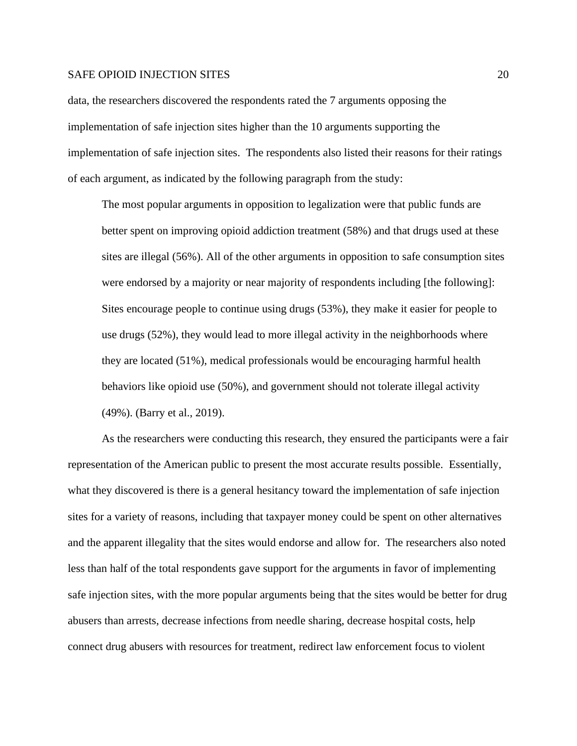data, the researchers discovered the respondents rated the 7 arguments opposing the implementation of safe injection sites higher than the 10 arguments supporting the implementation of safe injection sites. The respondents also listed their reasons for their ratings of each argument, as indicated by the following paragraph from the study:

> The most popular arguments in opposition to legalization were that public funds are better spent on improving opioid addiction treatment (58%) and that drugs used at these sites are illegal (56%). All of the other arguments in opposition to safe consumption sites were endorsed by a majority or near majority of respondents including [the following]: Sites encourage people to continue using drugs (53%), they make it easier for people to use drugs (52%), they would lead to more illegal activity in the neighborhoods where they are located (51%), medical professionals would be encouraging harmful health behaviors like opioid use (50%), and government should not tolerate illegal activity (49%). (Barry et al., 2019).

As the researchers were conducting this research, they ensured the participants were a fair representation of the American public to present the most accurate results possible. Essentially, what they discovered is there is a general hesitancy toward the implementation of safe injection sites for a variety of reasons, including that taxpayer money could be spent on other alternatives and the apparent illegality that the sites would endorse and allow for. The researchers also noted less than half of the total respondents gave support for the arguments in favor of implementing safe injection sites, with the more popular arguments being that the sites would be better for drug abusers than arrests, decrease infections from needle sharing, decrease hospital costs, help connect drug abusers with resources for treatment, redirect law enforcement focus to violent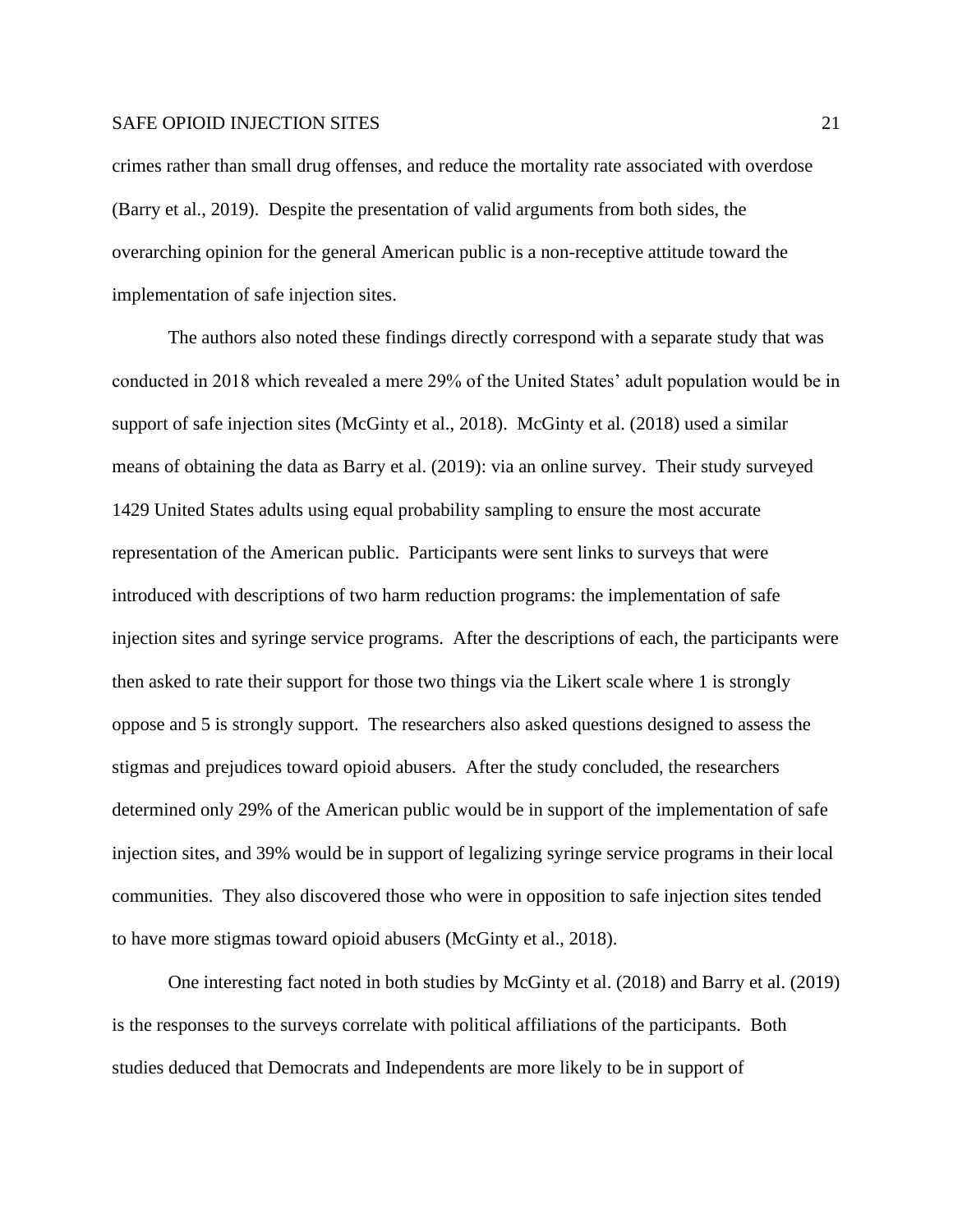crimes rather than small drug offenses, and reduce the mortality rate associated with overdose (Barry et al., 2019). Despite the presentation of valid arguments from both sides, the overarching opinion for the general American public is a non-receptive attitude toward the implementation of safe injection sites.

The authors also noted these findings directly correspond with a separate study that was conducted in 2018 which revealed a mere 29% of the United States' adult population would be in support of safe injection sites (McGinty et al., 2018). McGinty et al. (2018) used a similar means of obtaining the data as Barry et al. (2019): via an online survey. Their study surveyed 1429 United States adults using equal probability sampling to ensure the most accurate representation of the American public. Participants were sent links to surveys that were introduced with descriptions of two harm reduction programs: the implementation of safe injection sites and syringe service programs. After the descriptions of each, the participants were then asked to rate their support for those two things via the Likert scale where 1 is strongly oppose and 5 is strongly support. The researchers also asked questions designed to assess the stigmas and prejudices toward opioid abusers. After the study concluded, the researchers determined only 29% of the American public would be in support of the implementation of safe injection sites, and 39% would be in support of legalizing syringe service programs in their local communities. They also discovered those who were in opposition to safe injection sites tended to have more stigmas toward opioid abusers (McGinty et al., 2018).

One interesting fact noted in both studies by McGinty et al. (2018) and Barry et al. (2019) is the responses to the surveys correlate with political affiliations of the participants. Both studies deduced that Democrats and Independents are more likely to be in support of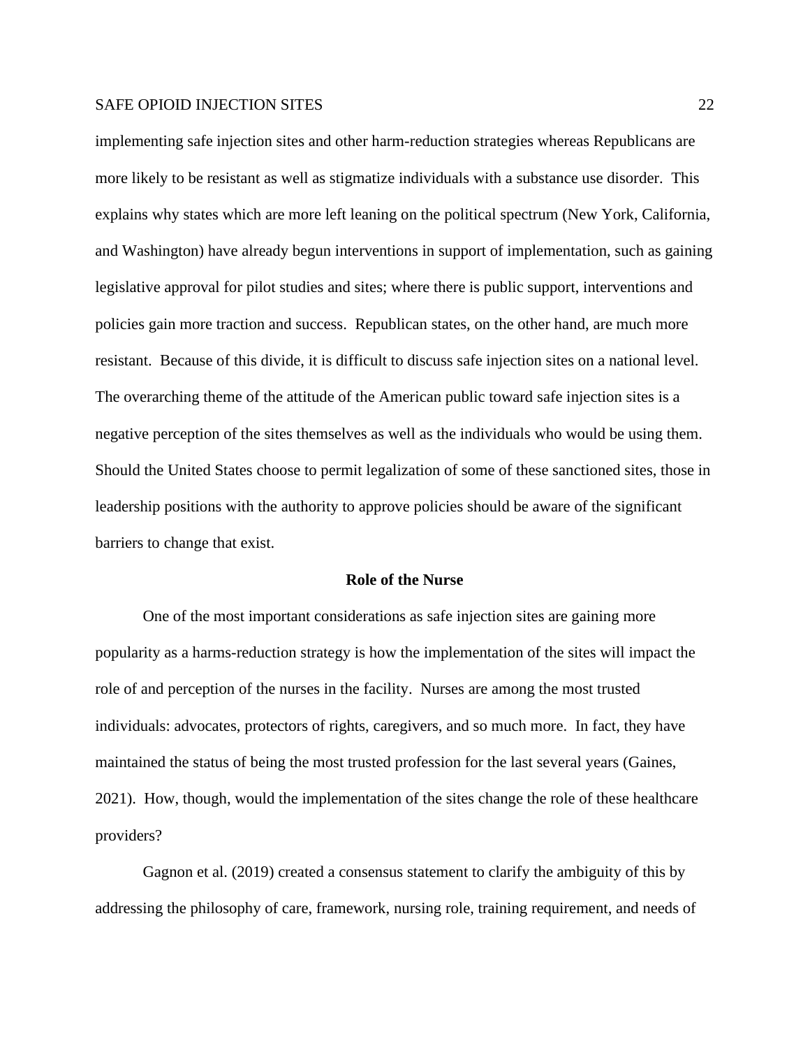implementing safe injection sites and other harm-reduction strategies whereas Republicans are more likely to be resistant as well as stigmatize individuals with a substance use disorder. This explains why states which are more left leaning on the political spectrum (New York, California, and Washington) have already begun interventions in support of implementation, such as gaining legislative approval for pilot studies and sites; where there is public support, interventions and policies gain more traction and success. Republican states, on the other hand, are much more resistant. Because of this divide, it is difficult to discuss safe injection sites on a national level. The overarching theme of the attitude of the American public toward safe injection sites is a negative perception of the sites themselves as well as the individuals who would be using them. Should the United States choose to permit legalization of some of these sanctioned sites, those in leadership positions with the authority to approve policies should be aware of the significant barriers to change that exist.

## Role of the Nurse

One of the most important considerations as safe injection sites are gaining more popularity as a harms-reduction strategy is how the implementation of the sites will impact the role of and perception of the nurses in the facility. Nurses are among the most trusted individuals: advocates, protectors of rights, caregivers, and so much more. In fact, they have maintained the status of being the most trusted profession for the last several years (Gaines, 2021). How, though, would the implementation of the sites change the role of these healthcare providers?

Gagnon et al. (2019) created a consensus statement to clarify the ambiguity of this by addressing the philosophy of care, framework, nursing role, training requirement, and needs of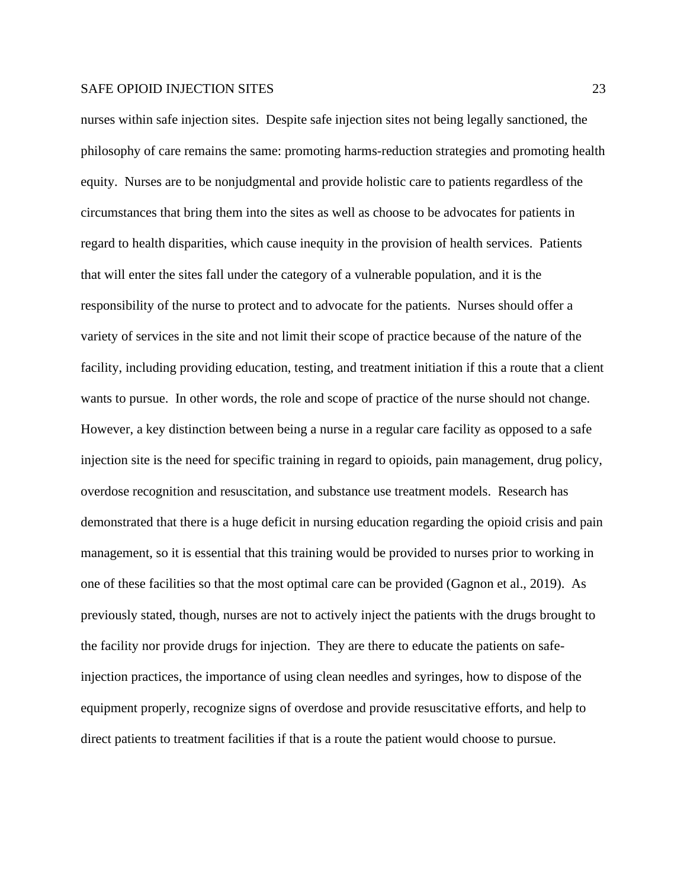nurses within safe injection sites.  Despite safe injection sites not being legally sanctioned, the philosophy of care remains the same: promoting harms-reduction strategies and promoting health equity.  Nurses are to be nonjudgmental and provide holistic care to patients regardless of the circumstances that bring them into the sites as well as choose to be advocates for patients in regard to health disparities, which cause inequity in the provision of health services.  Patients that will enter the sites fall under the category of a vulnerable population, and it is the responsibility of the nurse to protect and to advocate for the patients.  Nurses should offer a variety of services in the site and not limit their scope of practice because of the nature of the facility, including providing education, testing, and treatment initiation if this a route that a client wants to pursue.  In other words, the role and scope of practice of the nurse should not change.  However, a key distinction between being a nurse in a regular care facility as opposed to a safe injection site is the need for specific training in regard to opioids, pain management, drug policy, overdose recognition and resuscitation, and substance use treatment models.  Research has demonstrated that there is a huge deficit in nursing education regarding the opioid crisis and pain management, so it is essential that this training would be provided to nurses prior to working in one of these facilities so that the most optimal care can be provided (Gagnon et al., 2019).  As previously stated, though, nurses are not to actively inject the patients with the drugs brought to the facility nor provide drugs for injection.  They are there to educate the patients on safe-injection practices, the importance of using clean needles and syringes, how to dispose of the equipment properly, recognize signs of overdose and provide resuscitative efforts, and help to direct patients to treatment facilities if that is a route the patient would choose to pursue.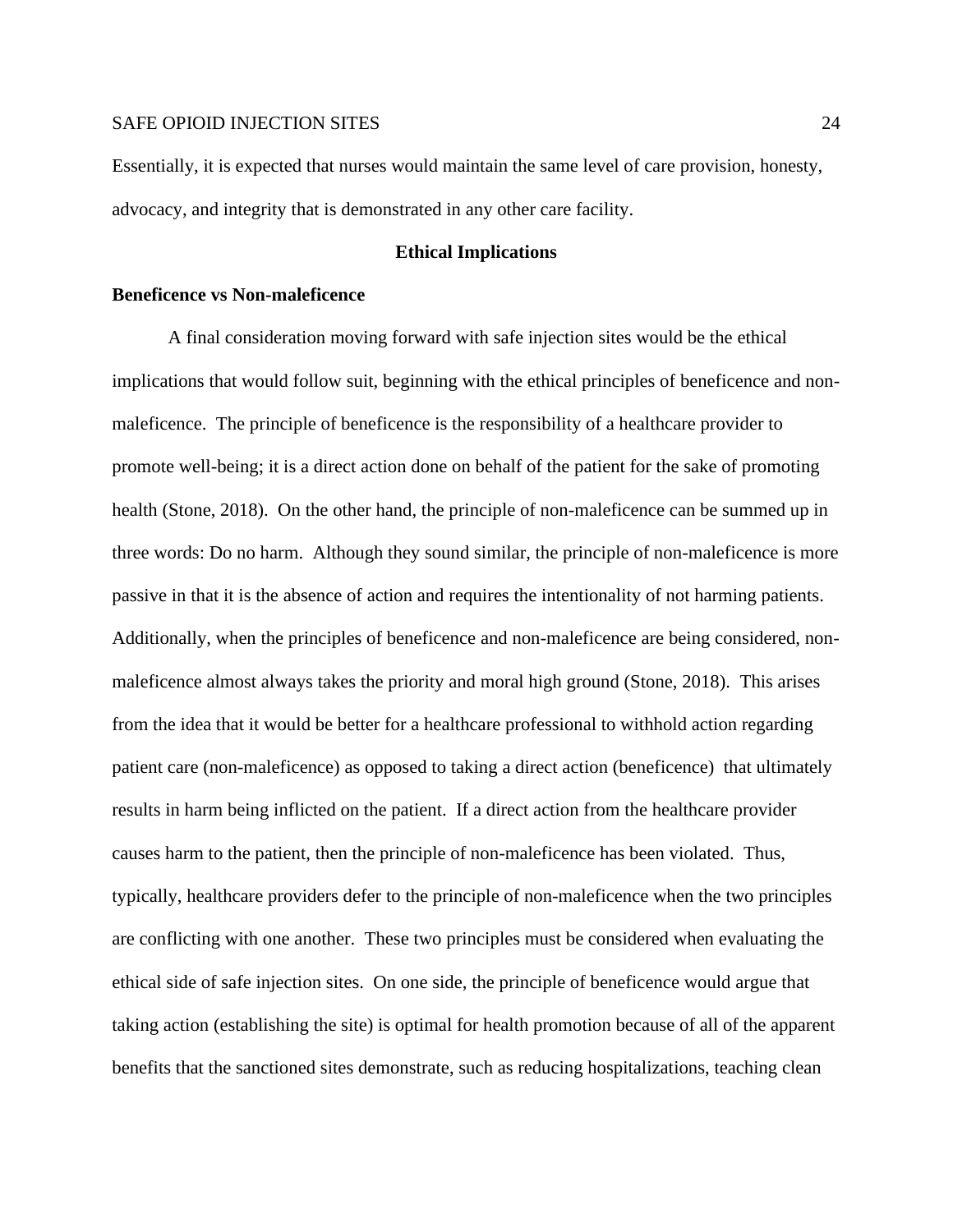Essentially, it is expected that nurses would maintain the same level of care provision, honesty, advocacy, and integrity that is demonstrated in any other care facility.

## Ethical Implications

### Beneficence vs Non-maleficence

A final consideration moving forward with safe injection sites would be the ethical implications that would follow suit, beginning with the ethical principles of beneficence and non-maleficence. The principle of beneficence is the responsibility of a healthcare provider to promote well-being; it is a direct action done on behalf of the patient for the sake of promoting health (Stone, 2018). On the other hand, the principle of non-maleficence can be summed up in three words: Do no harm. Although they sound similar, the principle of non-maleficence is more passive in that it is the absence of action and requires the intentionality of not harming patients. Additionally, when the principles of beneficence and non-maleficence are being considered, non-maleficence almost always takes the priority and moral high ground (Stone, 2018). This arises from the idea that it would be better for a healthcare professional to withhold action regarding patient care (non-maleficence) as opposed to taking a direct action (beneficence) that ultimately results in harm being inflicted on the patient. If a direct action from the healthcare provider causes harm to the patient, then the principle of non-maleficence has been violated. Thus, typically, healthcare providers defer to the principle of non-maleficence when the two principles are conflicting with one another. These two principles must be considered when evaluating the ethical side of safe injection sites. On one side, the principle of beneficence would argue that taking action (establishing the site) is optimal for health promotion because of all of the apparent benefits that the sanctioned sites demonstrate, such as reducing hospitalizations, teaching clean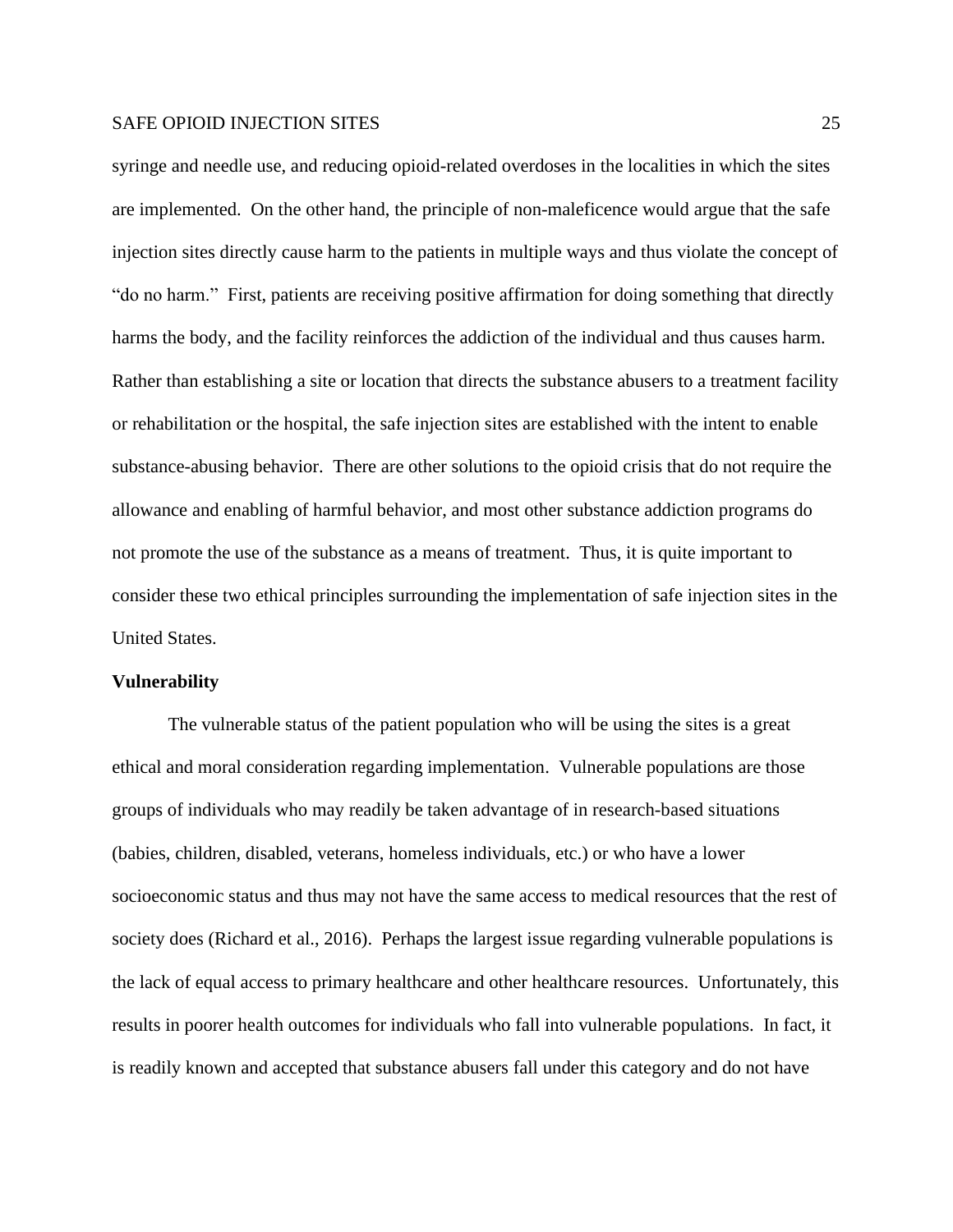syringe and needle use, and reducing opioid-related overdoses in the localities in which the sites are implemented. On the other hand, the principle of non-maleficence would argue that the safe injection sites directly cause harm to the patients in multiple ways and thus violate the concept of "do no harm." First, patients are receiving positive affirmation for doing something that directly harms the body, and the facility reinforces the addiction of the individual and thus causes harm. Rather than establishing a site or location that directs the substance abusers to a treatment facility or rehabilitation or the hospital, the safe injection sites are established with the intent to enable substance-abusing behavior. There are other solutions to the opioid crisis that do not require the allowance and enabling of harmful behavior, and most other substance addiction programs do not promote the use of the substance as a means of treatment. Thus, it is quite important to consider these two ethical principles surrounding the implementation of safe injection sites in the United States.

**Vulnerability**

The vulnerable status of the patient population who will be using the sites is a great ethical and moral consideration regarding implementation. Vulnerable populations are those groups of individuals who may readily be taken advantage of in research-based situations (babies, children, disabled, veterans, homeless individuals, etc.) or who have a lower socioeconomic status and thus may not have the same access to medical resources that the rest of society does (Richard et al., 2016). Perhaps the largest issue regarding vulnerable populations is the lack of equal access to primary healthcare and other healthcare resources. Unfortunately, this results in poorer health outcomes for individuals who fall into vulnerable populations. In fact, it is readily known and accepted that substance abusers fall under this category and do not have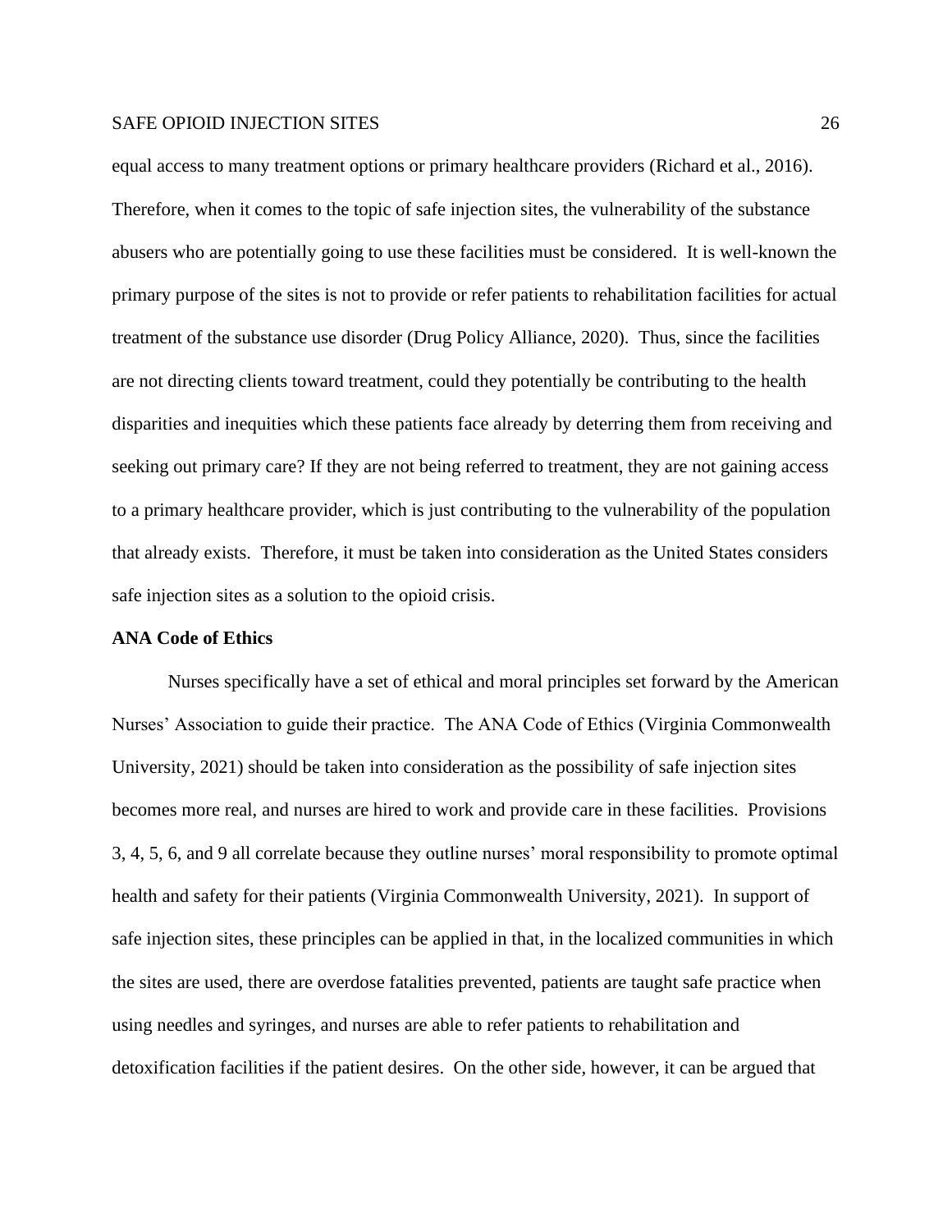equal access to many treatment options or primary healthcare providers (Richard et al., 2016). Therefore, when it comes to the topic of safe injection sites, the vulnerability of the substance abusers who are potentially going to use these facilities must be considered. It is well-known the primary purpose of the sites is not to provide or refer patients to rehabilitation facilities for actual treatment of the substance use disorder (Drug Policy Alliance, 2020). Thus, since the facilities are not directing clients toward treatment, could they potentially be contributing to the health disparities and inequities which these patients face already by deterring them from receiving and seeking out primary care? If they are not being referred to treatment, they are not gaining access to a primary healthcare provider, which is just contributing to the vulnerability of the population that already exists. Therefore, it must be taken into consideration as the United States considers safe injection sites as a solution to the opioid crisis.

**ANA Code of Ethics**

Nurses specifically have a set of ethical and moral principles set forward by the American Nurses' Association to guide their practice. The ANA Code of Ethics (Virginia Commonwealth University, 2021) should be taken into consideration as the possibility of safe injection sites becomes more real, and nurses are hired to work and provide care in these facilities. Provisions 3, 4, 5, 6, and 9 all correlate because they outline nurses' moral responsibility to promote optimal health and safety for their patients (Virginia Commonwealth University, 2021). In support of safe injection sites, these principles can be applied in that, in the localized communities in which the sites are used, there are overdose fatalities prevented, patients are taught safe practice when using needles and syringes, and nurses are able to refer patients to rehabilitation and detoxification facilities if the patient desires. On the other side, however, it can be argued that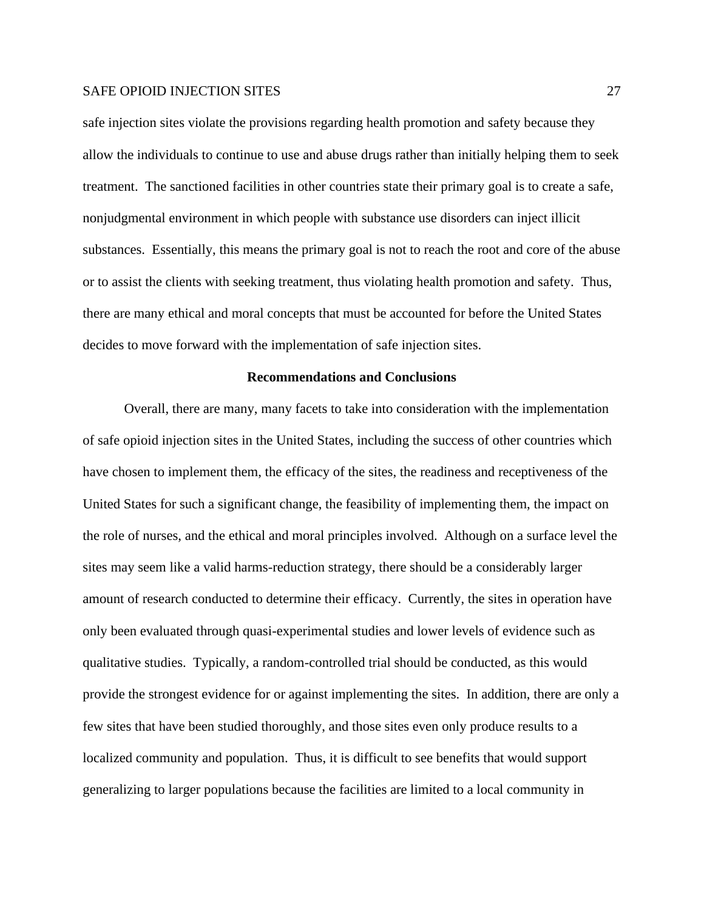safe injection sites violate the provisions regarding health promotion and safety because they allow the individuals to continue to use and abuse drugs rather than initially helping them to seek treatment. The sanctioned facilities in other countries state their primary goal is to create a safe, nonjudgmental environment in which people with substance use disorders can inject illicit substances. Essentially, this means the primary goal is not to reach the root and core of the abuse or to assist the clients with seeking treatment, thus violating health promotion and safety. Thus, there are many ethical and moral concepts that must be accounted for before the United States decides to move forward with the implementation of safe injection sites.

## Recommendations and Conclusions

Overall, there are many, many facets to take into consideration with the implementation of safe opioid injection sites in the United States, including the success of other countries which have chosen to implement them, the efficacy of the sites, the readiness and receptiveness of the United States for such a significant change, the feasibility of implementing them, the impact on the role of nurses, and the ethical and moral principles involved. Although on a surface level the sites may seem like a valid harms-reduction strategy, there should be a considerably larger amount of research conducted to determine their efficacy. Currently, the sites in operation have only been evaluated through quasi-experimental studies and lower levels of evidence such as qualitative studies. Typically, a random-controlled trial should be conducted, as this would provide the strongest evidence for or against implementing the sites. In addition, there are only a few sites that have been studied thoroughly, and those sites even only produce results to a localized community and population. Thus, it is difficult to see benefits that would support generalizing to larger populations because the facilities are limited to a local community in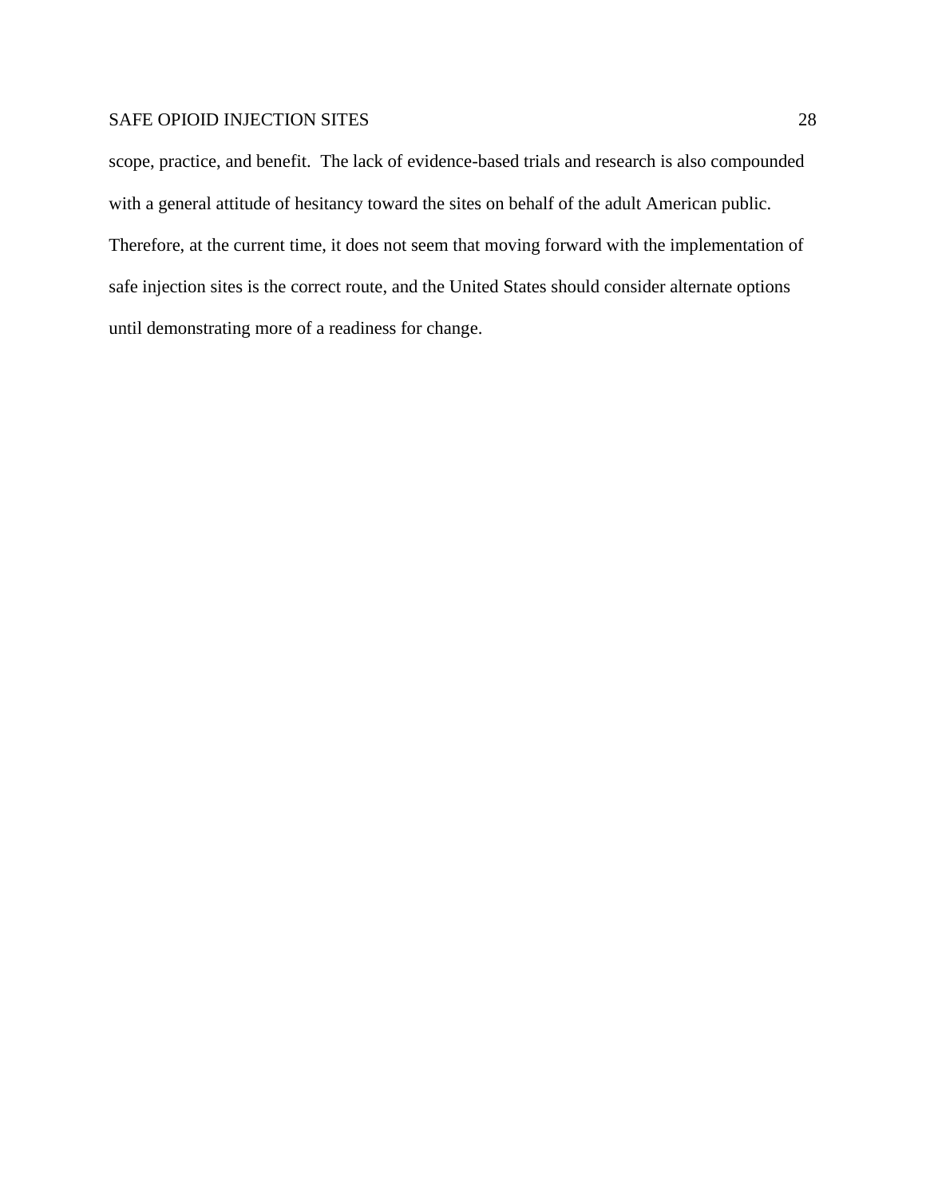scope, practice, and benefit. The lack of evidence-based trials and research is also compounded with a general attitude of hesitancy toward the sites on behalf of the adult American public. Therefore, at the current time, it does not seem that moving forward with the implementation of safe injection sites is the correct route, and the United States should consider alternate options until demonstrating more of a readiness for change.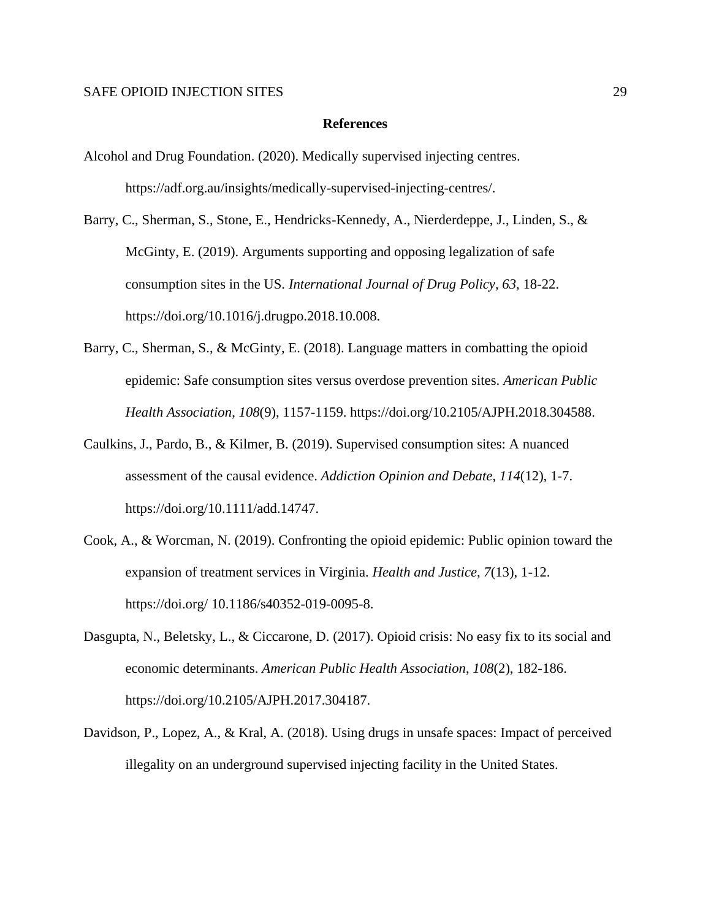## References

Alcohol and Drug Foundation. (2020). Medically supervised injecting centres. https://adf.org.au/insights/medically-supervised-injecting-centres/.

Barry, C., Sherman, S., Stone, E., Hendricks-Kennedy, A., Nierderdeppe, J., Linden, S., & McGinty, E. (2019). Arguments supporting and opposing legalization of safe consumption sites in the US. *International Journal of Drug Policy*, *63*, 18-22. https://doi.org/10.1016/j.drugpo.2018.10.008.

Barry, C., Sherman, S., & McGinty, E. (2018). Language matters in combatting the opioid epidemic: Safe consumption sites versus overdose prevention sites. *American Public Health Association*, *108*(9), 1157-1159. https://doi.org/10.2105/AJPH.2018.304588.

Caulkins, J., Pardo, B., & Kilmer, B. (2019). Supervised consumption sites: A nuanced assessment of the causal evidence. *Addiction Opinion and Debate*, *114*(12), 1-7. https://doi.org/10.1111/add.14747.

Cook, A., & Worcman, N. (2019). Confronting the opioid epidemic: Public opinion toward the expansion of treatment services in Virginia. *Health and Justice*, *7*(13), 1-12. https://doi.org/ 10.1186/s40352-019-0095-8.

Dasgupta, N., Beletsky, L., & Ciccarone, D. (2017). Opioid crisis: No easy fix to its social and economic determinants. *American Public Health Association*, *108*(2), 182-186. https://doi.org/10.2105/AJPH.2017.304187.

Davidson, P., Lopez, A., & Kral, A. (2018). Using drugs in unsafe spaces: Impact of perceived illegality on an underground supervised injecting facility in the United States.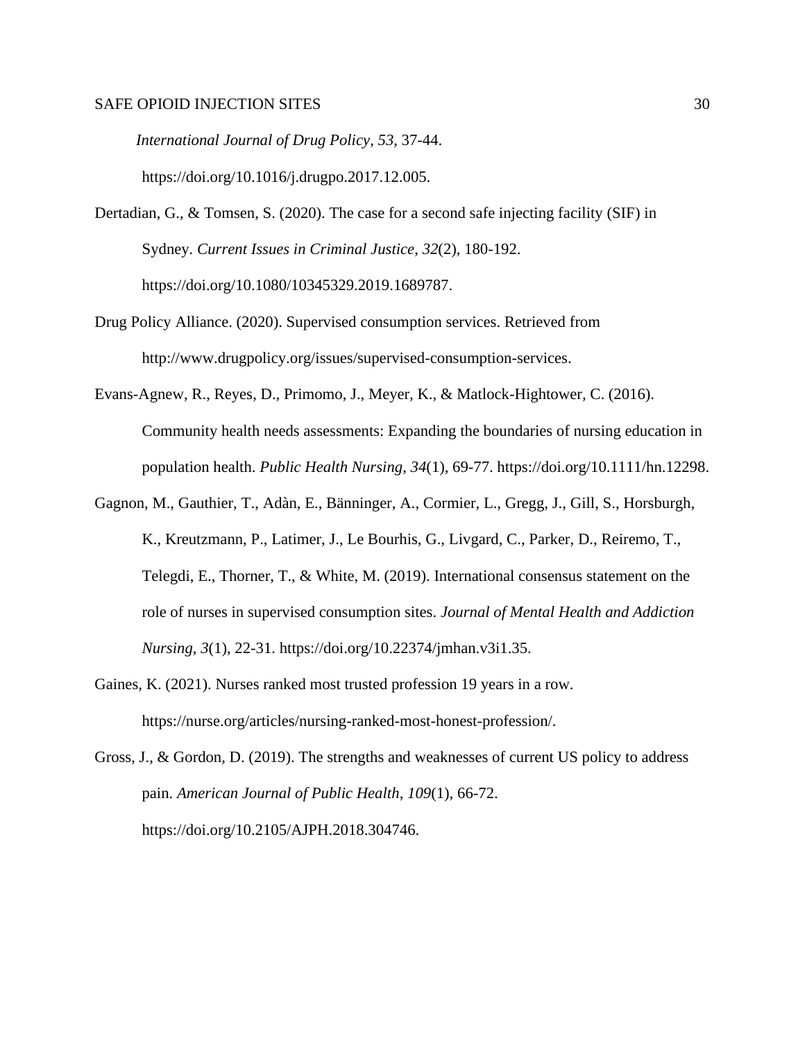*International Journal of Drug Policy*, *53*, 37-44. https://doi.org/10.1016/j.drugpo.2017.12.005.

Dertadian, G., & Tomsen, S. (2020). The case for a second safe injecting facility (SIF) in Sydney. *Current Issues in Criminal Justice*, *32*(2), 180-192. https://doi.org/10.1080/10345329.2019.1689787.

Drug Policy Alliance. (2020). Supervised consumption services. Retrieved from http://www.drugpolicy.org/issues/supervised-consumption-services.

Evans-Agnew, R., Reyes, D., Primomo, J., Meyer, K., & Matlock-Hightower, C. (2016). Community health needs assessments: Expanding the boundaries of nursing education in population health. *Public Health Nursing*, *34*(1), 69-77. https://doi.org/10.1111/hn.12298.

Gagnon, M., Gauthier, T., Adàn, E., Bänninger, A., Cormier, L., Gregg, J., Gill, S., Horsburgh, K., Kreutzmann, P., Latimer, J., Le Bourhis, G., Livgard, C., Parker, D., Reiremo, T., Telegdi, E., Thorner, T., & White, M. (2019). International consensus statement on the role of nurses in supervised consumption sites. *Journal of Mental Health and Addiction Nursing*, *3*(1), 22-31. https://doi.org/10.22374/jmhan.v3i1.35.

Gaines, K. (2021). Nurses ranked most trusted profession 19 years in a row. https://nurse.org/articles/nursing-ranked-most-honest-profession/.

Gross, J., & Gordon, D. (2019). The strengths and weaknesses of current US policy to address pain. *American Journal of Public Health*, *109*(1), 66-72. https://doi.org/10.2105/AJPH.2018.304746.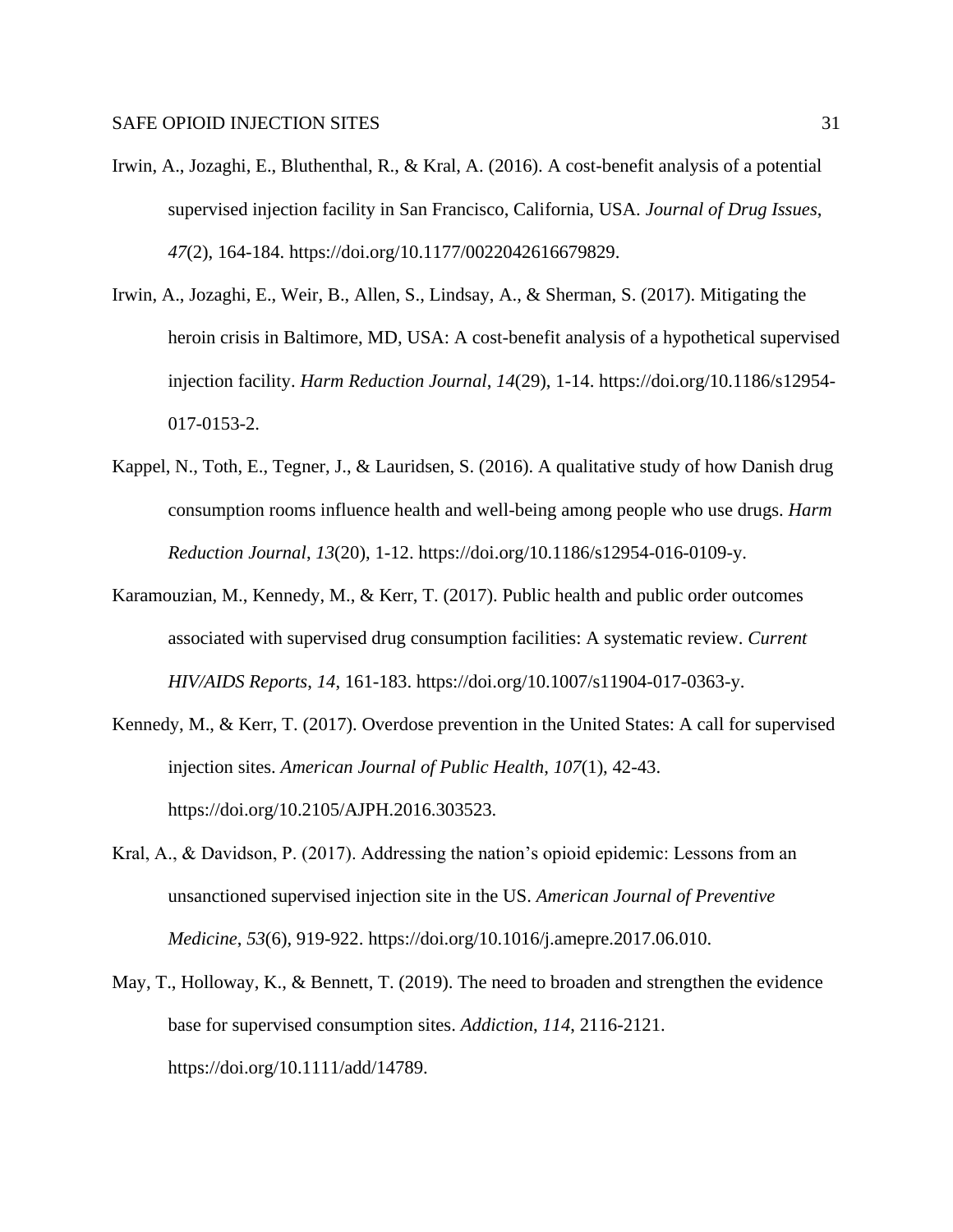Irwin, A., Jozaghi, E., Bluthenthal, R., & Kral, A. (2016). A cost-benefit analysis of a potential supervised injection facility in San Francisco, California, USA. *Journal of Drug Issues*, *47*(2), 164-184. https://doi.org/10.1177/0022042616679829.

Irwin, A., Jozaghi, E., Weir, B., Allen, S., Lindsay, A., & Sherman, S. (2017). Mitigating the heroin crisis in Baltimore, MD, USA: A cost-benefit analysis of a hypothetical supervised injection facility. *Harm Reduction Journal*, *14*(29), 1-14. https://doi.org/10.1186/s12954-017-0153-2.

Kappel, N., Toth, E., Tegner, J., & Lauridsen, S. (2016). A qualitative study of how Danish drug consumption rooms influence health and well-being among people who use drugs. *Harm Reduction Journal*, *13*(20), 1-12. https://doi.org/10.1186/s12954-016-0109-y.

Karamouzian, M., Kennedy, M., & Kerr, T. (2017). Public health and public order outcomes associated with supervised drug consumption facilities: A systematic review. *Current HIV/AIDS Reports*, *14*, 161-183. https://doi.org/10.1007/s11904-017-0363-y.

Kennedy, M., & Kerr, T. (2017). Overdose prevention in the United States: A call for supervised injection sites. *American Journal of Public Health*, *107*(1), 42-43. https://doi.org/10.2105/AJPH.2016.303523.

Kral, A., & Davidson, P. (2017). Addressing the nation's opioid epidemic: Lessons from an unsanctioned supervised injection site in the US. *American Journal of Preventive Medicine*, *53*(6), 919-922. https://doi.org/10.1016/j.amepre.2017.06.010.

May, T., Holloway, K., & Bennett, T. (2019). The need to broaden and strengthen the evidence base for supervised consumption sites. *Addiction*, *114*, 2116-2121. https://doi.org/10.1111/add/14789.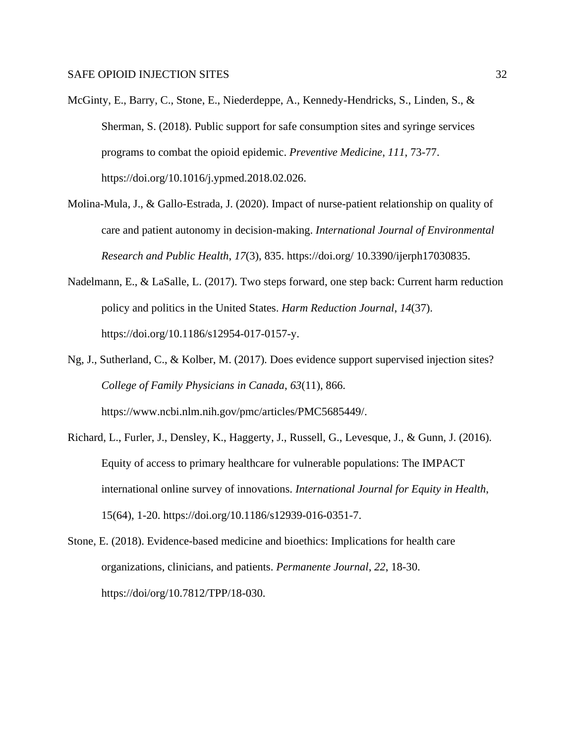McGinty, E., Barry, C., Stone, E., Niederdeppe, A., Kennedy-Hendricks, S., Linden, S., & Sherman, S. (2018). Public support for safe consumption sites and syringe services programs to combat the opioid epidemic. *Preventive Medicine*, *111*, 73-77. https://doi.org/10.1016/j.ypmed.2018.02.026.

Molina-Mula, J., & Gallo-Estrada, J. (2020). Impact of nurse-patient relationship on quality of care and patient autonomy in decision-making. *International Journal of Environmental Research and Public Health*, *17*(3), 835. https://doi.org/ 10.3390/ijerph17030835.

Nadelmann, E., & LaSalle, L. (2017). Two steps forward, one step back: Current harm reduction policy and politics in the United States. *Harm Reduction Journal*, *14*(37). https://doi.org/10.1186/s12954-017-0157-y.

Ng, J., Sutherland, C., & Kolber, M. (2017). Does evidence support supervised injection sites? *College of Family Physicians in Canada*, *63*(11), 866. https://www.ncbi.nlm.nih.gov/pmc/articles/PMC5685449/.

Richard, L., Furler, J., Densley, K., Haggerty, J., Russell, G., Levesque, J., & Gunn, J. (2016). Equity of access to primary healthcare for vulnerable populations: The IMPACT international online survey of innovations. *International Journal for Equity in Health*, 15(64), 1-20. https://doi.org/10.1186/s12939-016-0351-7.

Stone, E. (2018). Evidence-based medicine and bioethics: Implications for health care organizations, clinicians, and patients. *Permanente Journal*, *22*, 18-30. https://doi/org/10.7812/TPP/18-030.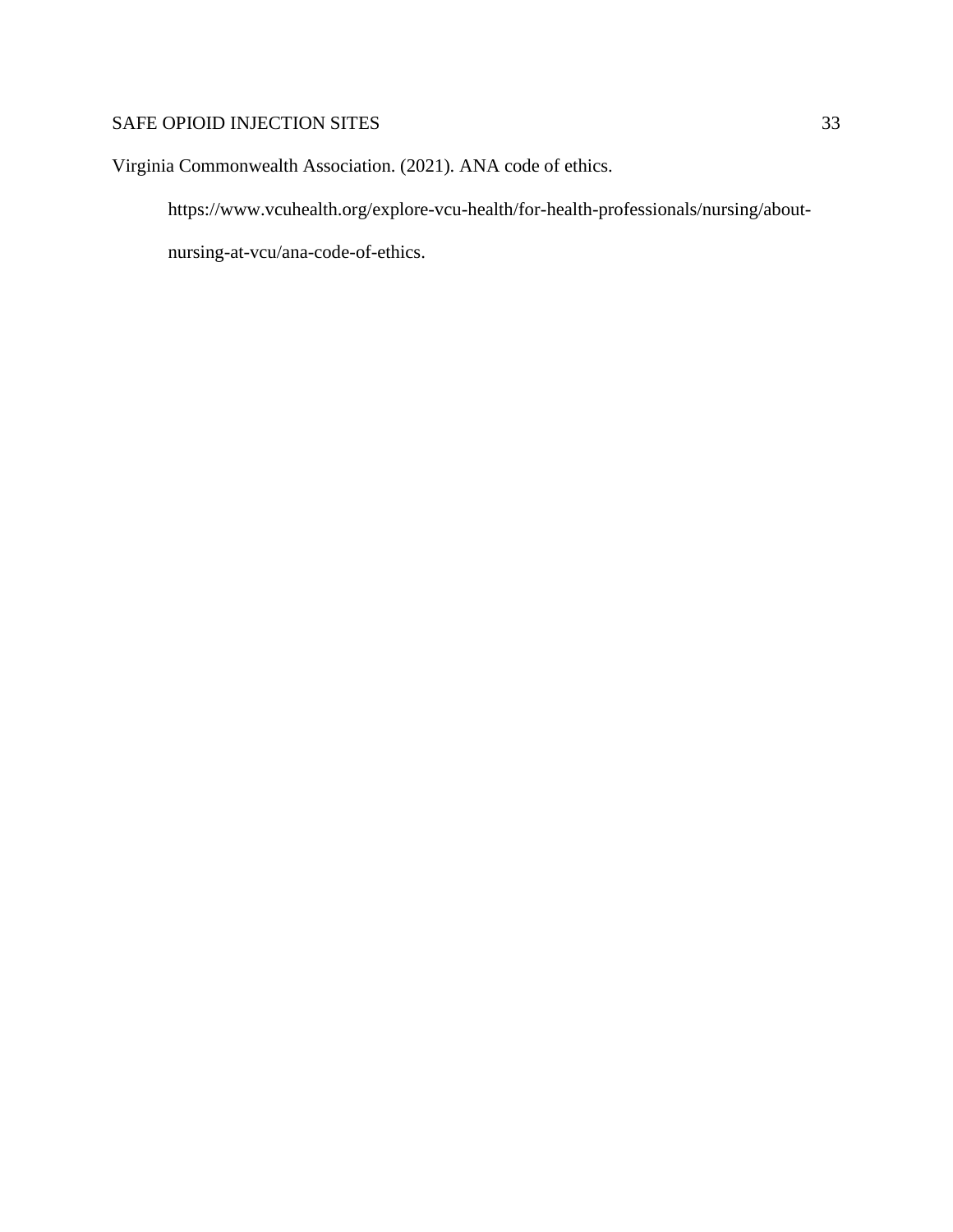Virginia Commonwealth Association. (2021). ANA code of ethics. https://www.vcuhealth.org/explore-vcu-health/for-health-professionals/nursing/about-nursing-at-vcu/ana-code-of-ethics.